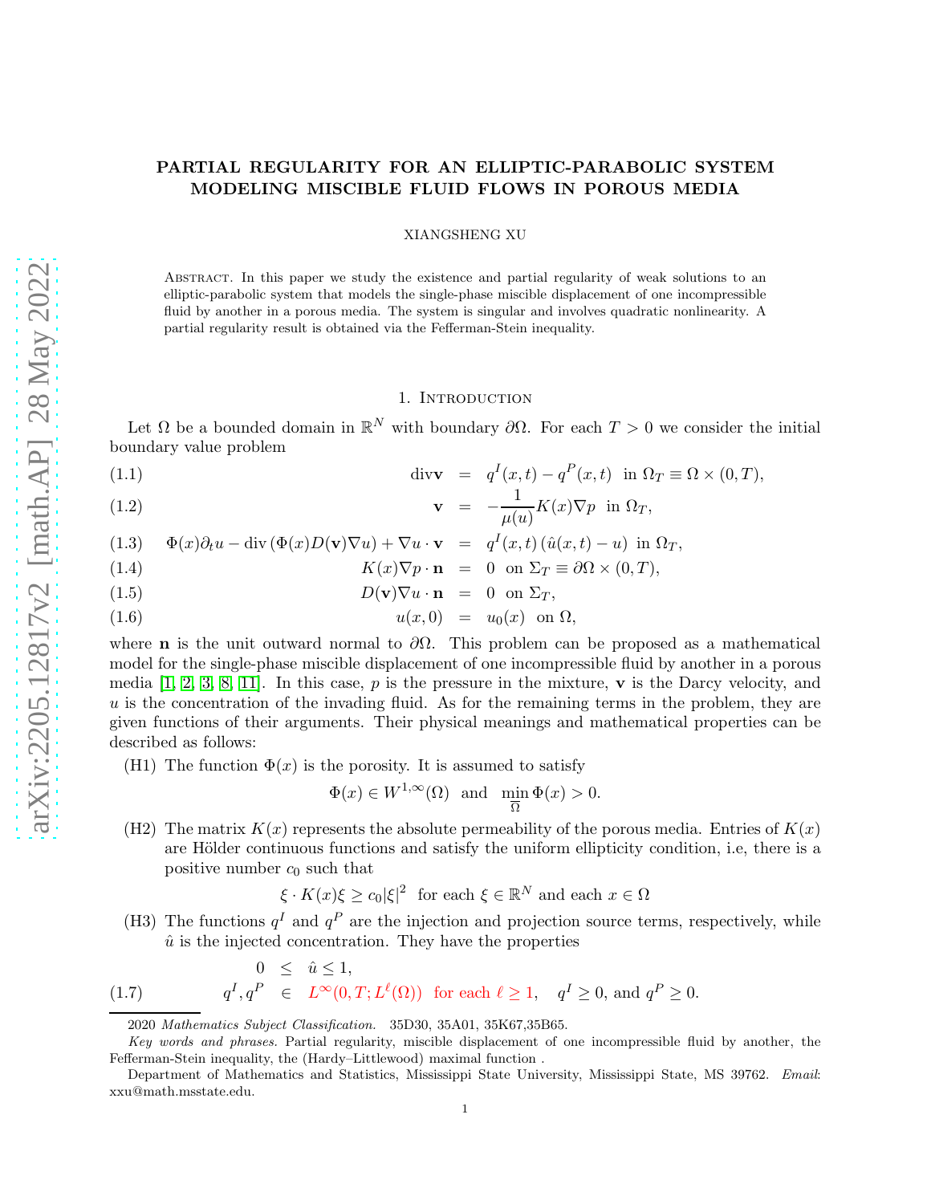# PARTIAL REGULARITY FOR AN ELLIPTIC-PARABOLIC SYSTEM MODELING MISCIBLE FLUID FLOWS IN POROUS MEDIA

XIANGSHENG XU

Abstract. In this paper we study the existence and partial regularity of weak solutions to an elliptic-parabolic system that models the single-phase miscible displacement of one incompressible fluid by another in a porous media. The system is singular and involves quadratic nonlinearity. A partial regularity result is obtained via the Fefferman-Stein inequality.

## 1. Introduction

Let $\Omega$ be a bounded domain in $\mathbb{R}^N$ with boundary $\partial\Omega$. For each $T > 0$ we consider the initial boundary value problem

$$
\begin{aligned}
\operatorname{div}\mathbf{v} &= q^I(x,t) - q^P(x,t) \ \text{ in } \Omega_T \equiv \Omega \times (0,T), && (1.1)\\
\mathbf{v} &= -\frac{1}{\mu(u)} K(x)\nabla p \ \text{ in } \Omega_T, && (1.2)\\
\Phi(x)\partial_t u - \operatorname{div}\left(\Phi(x)D(\mathbf{v})\nabla u\right) + \nabla u \cdot \mathbf{v} &= q^I(x,t)\left(\hat{u}(x,t) - u\right) \ \text{ in } \Omega_T, && (1.3)\\
K(x)\nabla p \cdot \mathbf{n} &= 0 \ \text{ on } \Sigma_T \equiv \partial\Omega \times (0,T), && (1.4)\\
D(\mathbf{v})\nabla u \cdot \mathbf{n} &= 0 \ \text{ on } \Sigma_T, && (1.5)\\
u(x,0) &= u_0(x) \ \text{ on } \Omega, && (1.6)
\end{aligned}
$$

where $\mathbf{n}$ is the unit outward normal to $\partial\Omega$. This problem can be proposed as a mathematical model for the single-phase miscible displacement of one incompressible fluid by another in a porous media [1, 2, 3, 8, 11]. In this case, $p$ is the pressure in the mixture, $\mathbf{v}$ is the Darcy velocity, and $u$ is the concentration of the invading fluid. As for the remaining terms in the problem, they are given functions of their arguments. Their physical meanings and mathematical properties can be described as follows:

(H1) The function $\Phi(x)$ is the porosity. It is assumed to satisfy

$$\Phi(x) \in W^{1,\infty}(\Omega) \ \text{ and } \ \min_{\overline{\Omega}} \Phi(x) > 0.$$

(H2) The matrix $K(x)$ represents the absolute permeability of the porous media. Entries of $K(x)$ are Hölder continuous functions and satisfy the uniform ellipticity condition, i.e, there is a positive number $c_0$ such that

$$\xi \cdot K(x)\xi \geq c_0|\xi|^2 \ \text{ for each } \xi \in \mathbb{R}^N \text{ and each } x \in \Omega$$

(H3) The functions $q^I$ and $q^P$ are the injection and projection source terms, respectively, while $\hat{u}$ is the injected concentration. They have the properties

$$
\begin{aligned}
0 &\leq \hat{u} \leq 1,\\
q^I, q^P &\in L^\infty(0,T; L^\ell(\Omega)) \ \text{ for each } \ell \geq 1, \quad q^I \geq 0, \text{ and } q^P \geq 0. && (1.7)
\end{aligned}
$$

---

2020 *Mathematics Subject Classification.* 35D30, 35A01, 35K67,35B65.

*Key words and phrases.* Partial regularity, miscible displacement of one incompressible fluid by another, the Fefferman-Stein inequality, the (Hardy–Littlewood) maximal function .

Department of Mathematics and Statistics, Mississippi State University, Mississippi State, MS 39762. *Email*: xxu@math.msstate.edu.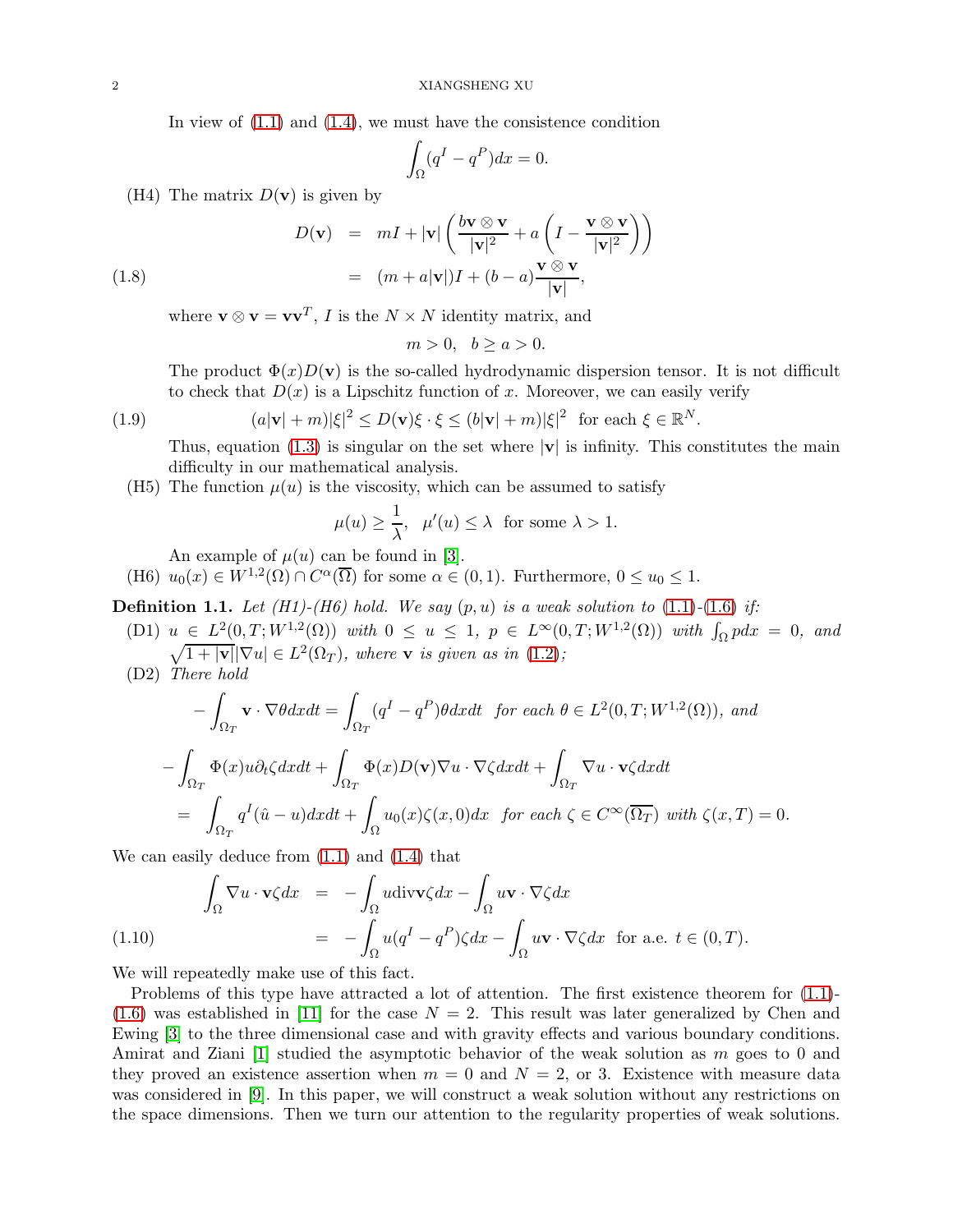In view of (1.1) and (1.4), we must have the consistence condition

$$\int_\Omega (q^I - q^P)dx = 0.$$

(H4) The matrix $D(\mathbf{v})$ is given by

$$\begin{aligned} D(\mathbf{v}) &= mI + |\mathbf{v}|\left(\frac{b\mathbf{v}\otimes\mathbf{v}}{|\mathbf{v}|^2} + a\left(I - \frac{\mathbf{v}\otimes\mathbf{v}}{|\mathbf{v}|^2}\right)\right) \\ &= (m + a|\mathbf{v}|)I + (b-a)\frac{\mathbf{v}\otimes\mathbf{v}}{|\mathbf{v}|}, \end{aligned} \tag{1.8}$$

where $\mathbf{v}\otimes\mathbf{v} = \mathbf{v}\mathbf{v}^T$, $I$ is the $N\times N$ identity matrix, and

$$m > 0, \quad b \geq a > 0.$$

The product $\Phi(x)D(\mathbf{v})$ is the so-called hydrodynamic dispersion tensor. It is not difficult to check that $D(x)$ is a Lipschitz function of $x$. Moreover, we can easily verify

$$(a|\mathbf{v}| + m)|\xi|^2 \leq D(\mathbf{v})\xi\cdot\xi \leq (b|\mathbf{v}| + m)|\xi|^2 \ \text{ for each } \xi\in\mathbb{R}^N. \tag{1.9}$$

Thus, equation (1.3) is singular on the set where $|\mathbf{v}|$ is infinity. This constitutes the main difficulty in our mathematical analysis.

(H5) The function $\mu(u)$ is the viscosity, which can be assumed to satisfy

$$\mu(u) \geq \frac{1}{\lambda}, \quad \mu'(u) \leq \lambda \ \text{ for some } \lambda > 1.$$

An example of $\mu(u)$ can be found in [3].

(H6) $u_0(x) \in W^{1,2}(\Omega)\cap C^\alpha(\overline{\Omega})$ for some $\alpha\in(0,1)$. Furthermore, $0 \leq u_0 \leq 1$.

**Definition 1.1.** *Let (H1)-(H6) hold. We say $(p, u)$ is a weak solution to (1.1)-(1.6) if:*

(D1) *$u \in L^2(0,T;W^{1,2}(\Omega))$ with $0 \leq u \leq 1$, $p \in L^\infty(0,T;W^{1,2}(\Omega))$ with $\int_\Omega p dx = 0$, and $\sqrt{1+|\mathbf{v}|}|\nabla u| \in L^2(\Omega_T)$, where $\mathbf{v}$ is given as in (1.2);*

(D2) *There hold*

$$-\int_{\Omega_T}\mathbf{v}\cdot\nabla\theta dxdt = \int_{\Omega_T}(q^I - q^P)\theta dxdt \ \text{ for each } \theta\in L^2(0,T;W^{1,2}(\Omega)), \text{ and}$$

$$\begin{aligned} &-\int_{\Omega_T}\Phi(x)u\partial_t\zeta dxdt + \int_{\Omega_T}\Phi(x)D(\mathbf{v})\nabla u\cdot\nabla\zeta dxdt + \int_{\Omega_T}\nabla u\cdot\mathbf{v}\zeta dxdt \\ &= \int_{\Omega_T}q^I(\hat{u} - u)dxdt + \int_\Omega u_0(x)\zeta(x,0)dx \ \text{ for each } \zeta\in C^\infty(\overline{\Omega_T}) \text{ with } \zeta(x,T) = 0. \end{aligned}$$

We can easily deduce from (1.1) and (1.4) that

$$\begin{aligned} \int_\Omega \nabla u\cdot\mathbf{v}\zeta dx &= -\int_\Omega u\,\mathrm{div}\mathbf{v}\zeta dx - \int_\Omega u\mathbf{v}\cdot\nabla\zeta dx \\ &= -\int_\Omega u(q^I - q^P)\zeta dx - \int_\Omega u\mathbf{v}\cdot\nabla\zeta dx \ \text{ for a.e. } t\in(0,T). \end{aligned} \tag{1.10}$$

We will repeatedly make use of this fact.

Problems of this type have attracted a lot of attention. The first existence theorem for (1.1)-(1.6) was established in [11] for the case $N = 2$. This result was later generalized by Chen and Ewing [3] to the three dimensional case and with gravity effects and various boundary conditions. Amirat and Ziani [1] studied the asymptotic behavior of the weak solution as $m$ goes to 0 and they proved an existence assertion when $m = 0$ and $N = 2$, or 3. Existence with measure data was considered in [9]. In this paper, we will construct a weak solution without any restrictions on the space dimensions. Then we turn our attention to the regularity properties of weak solutions.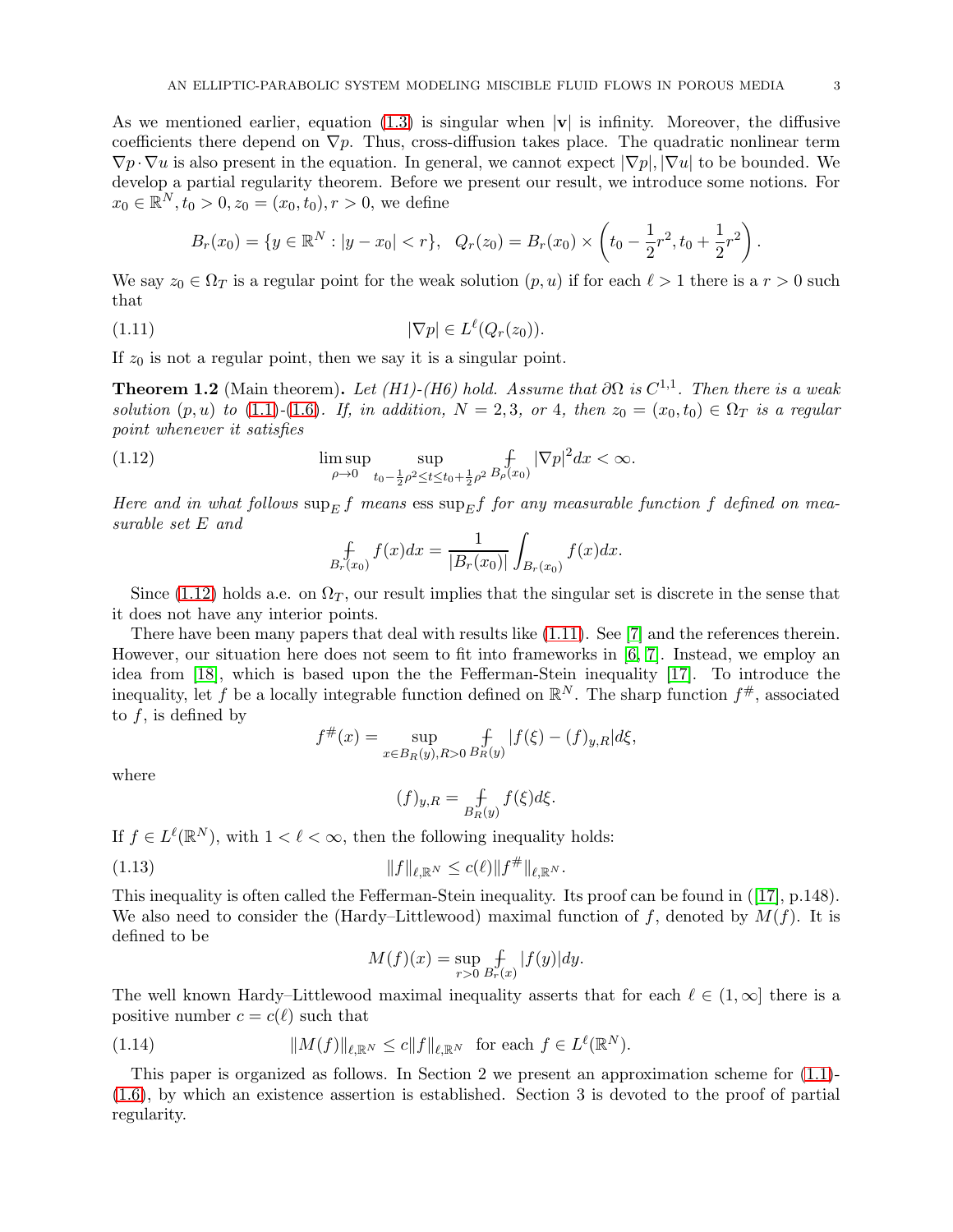As we mentioned earlier, equation (1.3) is singular when $|\mathbf{v}|$ is infinity. Moreover, the diffusive coefficients there depend on $\nabla p$. Thus, cross-diffusion takes place. The quadratic nonlinear term $\nabla p \cdot \nabla u$ is also present in the equation. In general, we cannot expect $|\nabla p|, |\nabla u|$ to be bounded. We develop a partial regularity theorem. Before we present our result, we introduce some notions. For $x_0 \in \mathbb{R}^N, t_0 > 0, z_0 = (x_0, t_0), r > 0$, we define

$$B_r(x_0) = \{y \in \mathbb{R}^N : |y - x_0| < r\}, \quad Q_r(z_0) = B_r(x_0) \times \left(t_0 - \frac{1}{2}r^2, t_0 + \frac{1}{2}r^2\right).$$

We say $z_0 \in \Omega_T$ is a regular point for the weak solution $(p, u)$ if for each $\ell > 1$ there is a $r > 0$ such that

$$|\nabla p| \in L^\ell(Q_r(z_0)). \tag{1.11}$$

If $z_0$ is not a regular point, then we say it is a singular point.

**Theorem 1.2** (Main theorem)**.** *Let (H1)-(H6) hold. Assume that $\partial\Omega$ is $C^{1,1}$. Then there is a weak solution $(p, u)$ to (1.1)-(1.6). If, in addition, $N = 2, 3$, or $4$, then $z_0 = (x_0, t_0) \in \Omega_T$ is a regular point whenever it satisfies*

$$\limsup_{\rho \to 0} \sup_{t_0 - \frac{1}{2}\rho^2 \le t \le t_0 + \frac{1}{2}\rho^2} \fint_{B_\rho(x_0)} |\nabla p|^2 dx < \infty. \tag{1.12}$$

*Here and in what follows $\sup_E f$ means ess $\sup_E f$ for any measurable function $f$ defined on measurable set $E$ and*

$$\fint_{B_r(x_0)} f(x)dx = \frac{1}{|B_r(x_0)|} \int_{B_r(x_0)} f(x)dx.$$

Since (1.12) holds a.e. on $\Omega_T$, our result implies that the singular set is discrete in the sense that it does not have any interior points.

There have been many papers that deal with results like (1.11). See [7] and the references therein. However, our situation here does not seem to fit into frameworks in [6, 7]. Instead, we employ an idea from [18], which is based upon the the Fefferman-Stein inequality [17]. To introduce the inequality, let $f$ be a locally integrable function defined on $\mathbb{R}^N$. The sharp function $f^\#$, associated to $f$, is defined by

$$f^\#(x) = \sup_{x \in B_R(y), R > 0} \fint_{B_R(y)} |f(\xi) - (f)_{y,R}| d\xi,$$

where

$$(f)_{y,R} = \fint_{B_R(y)} f(\xi) d\xi.$$

If $f \in L^\ell(\mathbb{R}^N)$, with $1 < \ell < \infty$, then the following inequality holds:

$$\|f\|_{\ell, \mathbb{R}^N} \le c(\ell) \|f^\#\|_{\ell, \mathbb{R}^N}. \tag{1.13}$$

This inequality is often called the Fefferman-Stein inequality. Its proof can be found in ([17], p.148). We also need to consider the (Hardy–Littlewood) maximal function of $f$, denoted by $M(f)$. It is defined to be

$$M(f)(x) = \sup_{r > 0} \fint_{B_r(x)} |f(y)| dy.$$

The well known Hardy–Littlewood maximal inequality asserts that for each $\ell \in (1, \infty]$ there is a positive number $c = c(\ell)$ such that

$$\|M(f)\|_{\ell, \mathbb{R}^N} \le c\|f\|_{\ell, \mathbb{R}^N} \quad \text{for each } f \in L^\ell(\mathbb{R}^N). \tag{1.14}$$

This paper is organized as follows. In Section 2 we present an approximation scheme for (1.1)-(1.6), by which an existence assertion is established. Section 3 is devoted to the proof of partial regularity.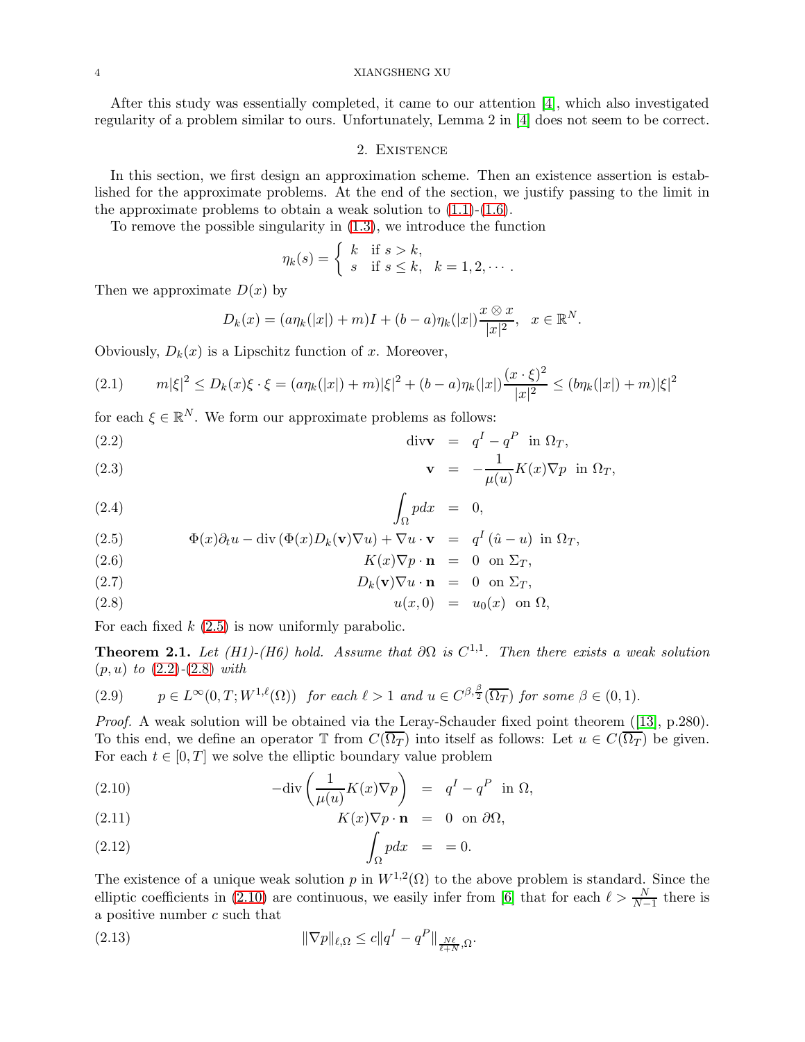After this study was essentially completed, it came to our attention [4], which also investigated regularity of a problem similar to ours. Unfortunately, Lemma 2 in [4] does not seem to be correct.

## 2. Existence

In this section, we first design an approximation scheme. Then an existence assertion is established for the approximate problems. At the end of the section, we justify passing to the limit in the approximate problems to obtain a weak solution to (1.1)-(1.6).

To remove the possible singularity in (1.3), we introduce the function

$$\eta_k(s) = \begin{cases} k & \text{if } s > k, \\ s & \text{if } s \leq k, \quad k = 1, 2, \cdots. \end{cases}$$

Then we approximate $D(x)$ by

$$D_k(x) = (a\eta_k(|x|) + m)I + (b-a)\eta_k(|x|)\frac{x \otimes x}{|x|^2}, \quad x \in \mathbb{R}^N.$$

Obviously, $D_k(x)$ is a Lipschitz function of $x$. Moreover,

$$m|\xi|^2 \leq D_k(x)\xi \cdot \xi = (a\eta_k(|x|) + m)|\xi|^2 + (b-a)\eta_k(|x|)\frac{(x \cdot \xi)^2}{|x|^2} \leq (b\eta_k(|x|) + m)|\xi|^2 \tag{2.1}$$

for each $\xi \in \mathbb{R}^N$. We form our approximate problems as follows:

$$\text{div}\mathbf{v} = q^I - q^P \quad \text{in } \Omega_T, \tag{2.2}$$

$$\mathbf{v} = -\frac{1}{\mu(u)}K(x)\nabla p \quad \text{in } \Omega_T, \tag{2.3}$$

$$\int_\Omega p\,dx = 0, \tag{2.4}$$

$$\Phi(x)\partial_t u - \text{div}\left(\Phi(x)D_k(\mathbf{v})\nabla u\right) + \nabla u \cdot \mathbf{v} = q^I\left(\hat{u} - u\right) \quad \text{in } \Omega_T, \tag{2.5}$$

$$K(x)\nabla p \cdot \mathbf{n} = 0 \quad \text{on } \Sigma_T, \tag{2.6}$$

$$D_k(\mathbf{v})\nabla u \cdot \mathbf{n} = 0 \quad \text{on } \Sigma_T, \tag{2.7}$$

$$u(x,0) = u_0(x) \quad \text{on } \Omega, \tag{2.8}$$

For each fixed $k$ (2.5) is now uniformly parabolic.

**Theorem 2.1.** *Let (H1)-(H6) hold. Assume that $\partial\Omega$ is $C^{1,1}$. Then there exists a weak solution $(p,u)$ to (2.2)-(2.8) with*

$$p \in L^\infty(0,T;W^{1,\ell}(\Omega)) \quad \text{for each } \ell > 1 \text{ and } u \in C^{\beta,\frac{\beta}{2}}(\overline{\Omega_T}) \text{ for some } \beta \in (0,1). \tag{2.9}$$

*Proof.* A weak solution will be obtained via the Leray-Schauder fixed point theorem ([13], p.280). To this end, we define an operator $\mathbb{T}$ from $C(\overline{\Omega_T})$ into itself as follows: Let $u \in C(\overline{\Omega_T})$ be given. For each $t \in [0,T]$ we solve the elliptic boundary value problem

$$-\text{div}\left(\frac{1}{\mu(u)}K(x)\nabla p\right) = q^I - q^P \quad \text{in } \Omega, \tag{2.10}$$

$$K(x)\nabla p \cdot \mathbf{n} = 0 \quad \text{on } \partial\Omega, \tag{2.11}$$

$$\int_\Omega p\,dx = = 0. \tag{2.12}$$

The existence of a unique weak solution $p$ in $W^{1,2}(\Omega)$ to the above problem is standard. Since the elliptic coefficients in (2.10) are continuous, we easily infer from [6] that for each $\ell > \frac{N}{N-1}$ there is a positive number $c$ such that

$$\|\nabla p\|_{\ell,\Omega} \leq c\|q^I - q^P\|_{\frac{N\ell}{\ell+N},\Omega}. \tag{2.13}$$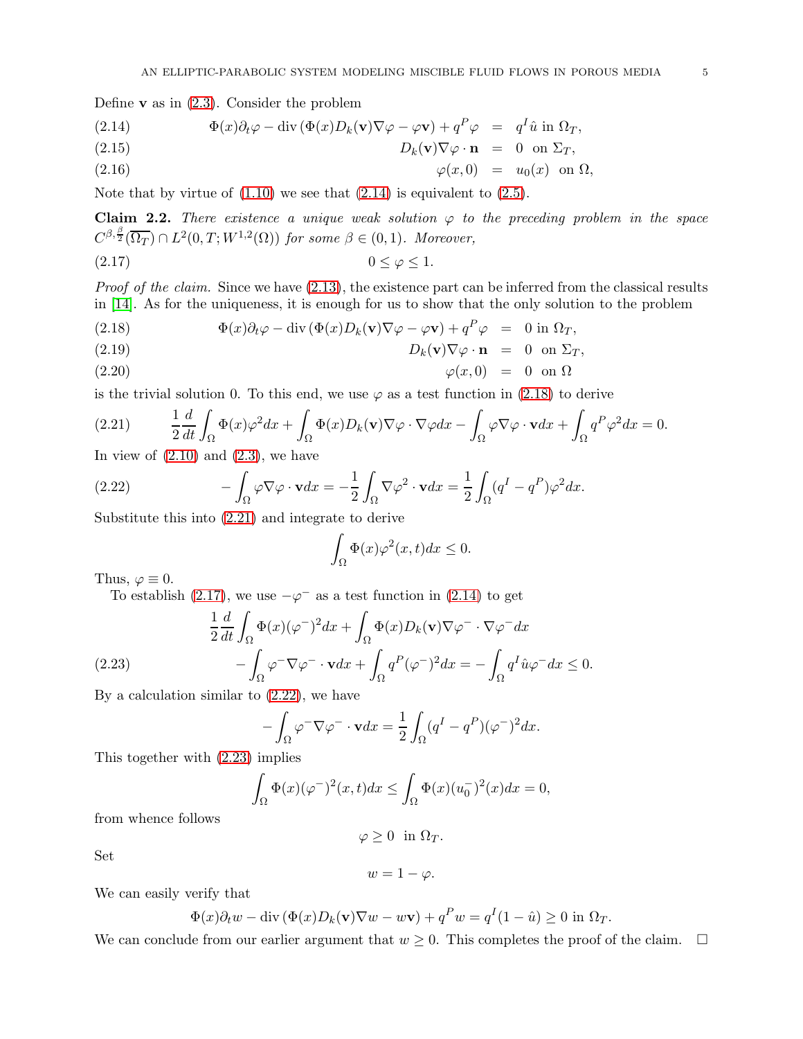Define $\mathbf{v}$ as in (2.3). Consider the problem

$$
\begin{aligned}
&(2.14) \qquad \Phi(x)\partial_t\varphi - \operatorname{div}\left(\Phi(x)D_k(\mathbf{v})\nabla\varphi - \varphi\mathbf{v}\right) + q^P\varphi &=& \; q^I\hat{u} \text{ in } \Omega_T,\\
&(2.15) \qquad D_k(\mathbf{v})\nabla\varphi\cdot\mathbf{n} &=& \; 0 \text{ on } \Sigma_T,\\
&(2.16) \qquad \varphi(x,0) &=& \; u_0(x) \text{ on } \Omega,
\end{aligned}
$$

Note that by virtue of (1.10) we see that (2.14) is equivalent to (2.5).

**Claim 2.2.** *There existence a unique weak solution $\varphi$ to the preceding problem in the space $C^{\beta,\frac{\beta}{2}}(\overline{\Omega_T}) \cap L^2(0,T;W^{1,2}(\Omega))$ for some $\beta \in (0,1)$. Moreover,*

$$
0 \le \varphi \le 1. \tag{2.17}
$$

*Proof of the claim.* Since we have (2.13), the existence part can be inferred from the classical results in [14]. As for the uniqueness, it is enough for us to show that the only solution to the problem

$$
\begin{aligned}
&(2.18) \qquad \Phi(x)\partial_t\varphi - \operatorname{div}\left(\Phi(x)D_k(\mathbf{v})\nabla\varphi - \varphi\mathbf{v}\right) + q^P\varphi &=& \; 0 \text{ in } \Omega_T,\\
&(2.19) \qquad D_k(\mathbf{v})\nabla\varphi\cdot\mathbf{n} &=& \; 0 \text{ on } \Sigma_T,\\
&(2.20) \qquad \varphi(x,0) &=& \; 0 \text{ on } \Omega
\end{aligned}
$$

is the trivial solution 0. To this end, we use $\varphi$ as a test function in (2.18) to derive

$$
\frac{1}{2}\frac{d}{dt}\int_\Omega \Phi(x)\varphi^2dx + \int_\Omega \Phi(x)D_k(\mathbf{v})\nabla\varphi\cdot\nabla\varphi dx - \int_\Omega \varphi\nabla\varphi\cdot\mathbf{v}dx + \int_\Omega q^P\varphi^2dx = 0. \tag{2.21}
$$

In view of (2.10) and (2.3), we have

$$
-\int_\Omega \varphi\nabla\varphi\cdot\mathbf{v}dx = -\frac{1}{2}\int_\Omega \nabla\varphi^2\cdot\mathbf{v}dx = \frac{1}{2}\int_\Omega (q^I - q^P)\varphi^2dx. \tag{2.22}
$$

Substitute this into (2.21) and integrate to derive

$$
\int_\Omega \Phi(x)\varphi^2(x,t)dx \le 0.
$$

Thus, $\varphi \equiv 0$.

To establish (2.17), we use $-\varphi^-$ as a test function in (2.14) to get

$$
\begin{aligned}
&\frac{1}{2}\frac{d}{dt}\int_\Omega \Phi(x)(\varphi^-)^2dx + \int_\Omega \Phi(x)D_k(\mathbf{v})\nabla\varphi^-\cdot\nabla\varphi^- dx\\
&\quad - \int_\Omega \varphi^-\nabla\varphi^-\cdot\mathbf{v}dx + \int_\Omega q^P(\varphi^-)^2dx = -\int_\Omega q^I\hat{u}\varphi^-dx \le 0.
\end{aligned} \tag{2.23}
$$

By a calculation similar to (2.22), we have

$$
-\int_\Omega \varphi^-\nabla\varphi^-\cdot\mathbf{v}dx = \frac{1}{2}\int_\Omega (q^I - q^P)(\varphi^-)^2dx.
$$

This together with (2.23) implies

$$
\int_\Omega \Phi(x)(\varphi^-)^2(x,t)dx \le \int_\Omega \Phi(x)(u_0^-)^2(x)dx = 0,
$$

from whence follows

$$
\varphi \ge 0 \text{ in } \Omega_T.
$$

Set

$$
w = 1 - \varphi.
$$

We can easily verify that

$$
\Phi(x)\partial_t w - \operatorname{div}\left(\Phi(x)D_k(\mathbf{v})\nabla w - w\mathbf{v}\right) + q^P w = q^I(1-\hat{u}) \ge 0 \text{ in } \Omega_T.
$$

We can conclude from our earlier argument that $w \ge 0$. This completes the proof of the claim. $\square$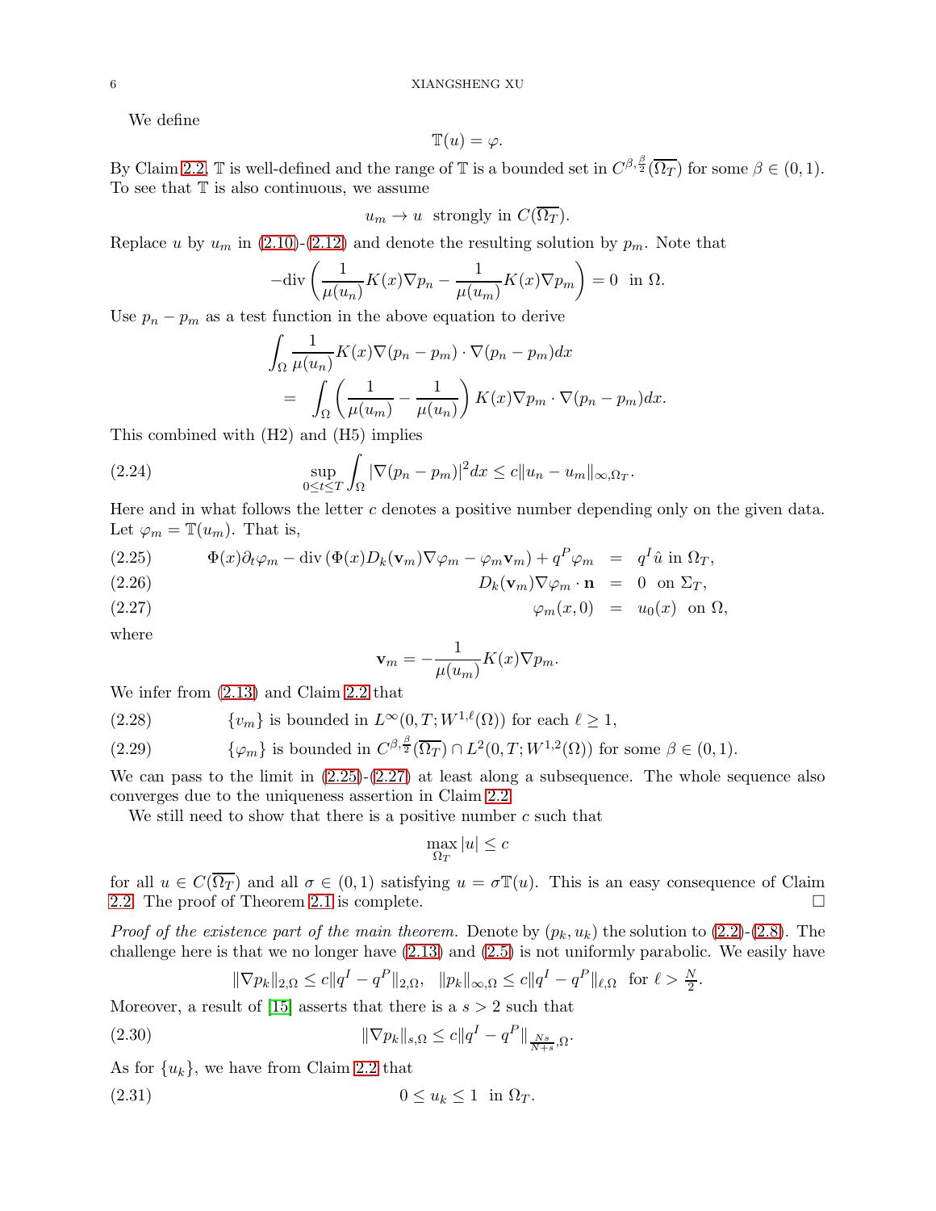We define

$$\mathbb{T}(u) = \varphi.$$

By Claim 2.2, $\mathbb{T}$ is well-defined and the range of $\mathbb{T}$ is a bounded set in $C^{\beta,\frac{\beta}{2}}(\overline{\Omega_T})$ for some $\beta \in (0,1)$. To see that $\mathbb{T}$ is also continuous, we assume

$$u_m \to u \text{ strongly in } C(\overline{\Omega_T}).$$

Replace $u$ by $u_m$ in (2.10)-(2.12) and denote the resulting solution by $p_m$. Note that

$$-\mathrm{div}\left(\frac{1}{\mu(u_n)}K(x)\nabla p_n - \frac{1}{\mu(u_m)}K(x)\nabla p_m\right) = 0 \text{ in } \Omega.$$

Use $p_n - p_m$ as a test function in the above equation to derive

$$\begin{aligned}
&\int_\Omega \frac{1}{\mu(u_n)}K(x)\nabla(p_n - p_m)\cdot\nabla(p_n - p_m)dx \\
&= \int_\Omega \left(\frac{1}{\mu(u_m)} - \frac{1}{\mu(u_n)}\right)K(x)\nabla p_m \cdot \nabla(p_n - p_m)dx.
\end{aligned}$$

This combined with (H2) and (H5) implies

$$\sup_{0\le t\le T}\int_\Omega |\nabla(p_n - p_m)|^2 dx \le c\|u_n - u_m\|_{\infty,\Omega_T}. \tag{2.24}$$

Here and in what follows the letter $c$ denotes a positive number depending only on the given data. Let $\varphi_m = \mathbb{T}(u_m)$. That is,

$$\Phi(x)\partial_t\varphi_m - \mathrm{div}\left(\Phi(x)D_k(\mathbf{v}_m)\nabla\varphi_m - \varphi_m\mathbf{v}_m\right) + q^P\varphi_m = q^I\hat{u} \text{ in } \Omega_T, \tag{2.25}$$

$$D_k(\mathbf{v}_m)\nabla\varphi_m\cdot\mathbf{n} = 0 \text{ on } \Sigma_T, \tag{2.26}$$

$$\varphi_m(x,0) = u_0(x) \text{ on } \Omega, \tag{2.27}$$

where

$$\mathbf{v}_m = -\frac{1}{\mu(u_m)}K(x)\nabla p_m.$$

We infer from (2.13) and Claim 2.2 that

$$\{v_m\} \text{ is bounded in } L^\infty(0,T;W^{1,\ell}(\Omega)) \text{ for each } \ell \ge 1, \tag{2.28}$$

$$\{\varphi_m\} \text{ is bounded in } C^{\beta,\frac{\beta}{2}}(\overline{\Omega_T}) \cap L^2(0,T;W^{1,2}(\Omega)) \text{ for some } \beta\in(0,1). \tag{2.29}$$

We can pass to the limit in (2.25)-(2.27) at least along a subsequence. The whole sequence also converges due to the uniqueness assertion in Claim 2.2.

We still need to show that there is a positive number $c$ such that

$$\max_{\Omega_T}|u| \le c$$

for all $u \in C(\overline{\Omega_T})$ and all $\sigma\in(0,1)$ satisfying $u = \sigma\mathbb{T}(u)$. This is an easy consequence of Claim 2.2. The proof of Theorem 2.1 is complete. $\square$

*Proof of the existence part of the main theorem.* Denote by $(p_k, u_k)$ the solution to (2.2)-(2.8). The challenge here is that we no longer have (2.13) and (2.5) is not uniformly parabolic. We easily have

$$\|\nabla p_k\|_{2,\Omega} \le c\|q^I - q^P\|_{2,\Omega}, \quad \|p_k\|_{\infty,\Omega} \le c\|q^I - q^P\|_{\ell,\Omega} \text{ for } \ell > \tfrac{N}{2}.$$

Moreover, a result of [15] asserts that there is a $s > 2$ such that

$$\|\nabla p_k\|_{s,\Omega} \le c\|q^I - q^P\|_{\frac{Ns}{N+s},\Omega}. \tag{2.30}$$

As for $\{u_k\}$, we have from Claim 2.2 that

$$0 \le u_k \le 1 \text{ in } \Omega_T. \tag{2.31}$$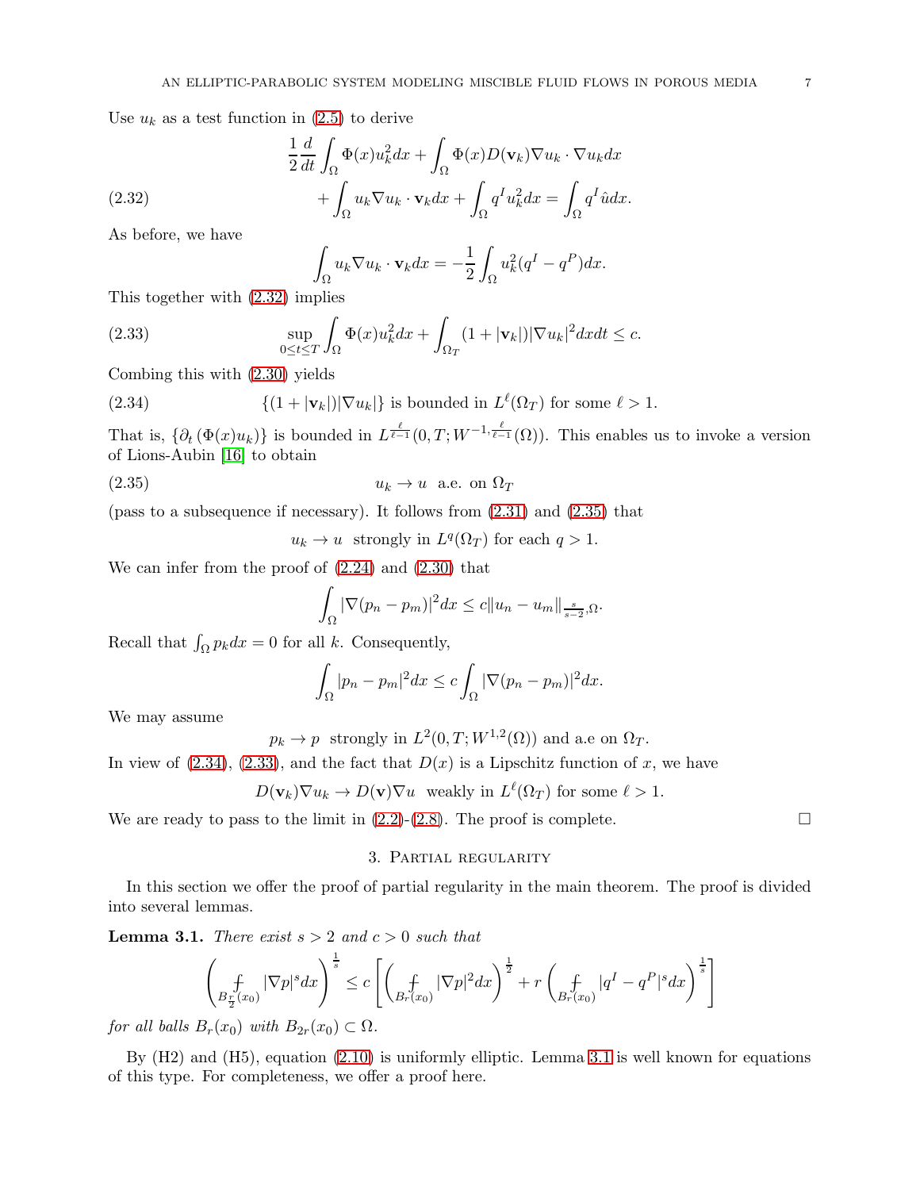Use $u_k$ as a test function in (2.5) to derive

$$
\begin{aligned}
&\frac{1}{2}\frac{d}{dt}\int_\Omega \Phi(x)u_k^2dx + \int_\Omega \Phi(x)D(\mathbf{v}_k)\nabla u_k\cdot\nabla u_k dx \\
&\qquad + \int_\Omega u_k\nabla u_k\cdot\mathbf{v}_k dx + \int_\Omega q^I u_k^2 dx = \int_\Omega q^I\hat{u}dx.
\end{aligned} \tag{2.32}
$$

As before, we have

$$
\int_\Omega u_k\nabla u_k\cdot\mathbf{v}_k dx = -\frac{1}{2}\int_\Omega u_k^2(q^I-q^P)dx.
$$

This together with (2.32) implies

$$
\sup_{0\leq t\leq T}\int_\Omega \Phi(x)u_k^2dx + \int_{\Omega_T}(1+|\mathbf{v}_k|)|\nabla u_k|^2dxdt \leq c. \tag{2.33}
$$

Combing this with (2.30) yields

$$
\{(1+|\mathbf{v}_k|)|\nabla u_k|\} \text{ is bounded in } L^\ell(\Omega_T) \text{ for some } \ell>1. \tag{2.34}
$$

That is, $\{\partial_t(\Phi(x)u_k)\}$ is bounded in $L^{\frac{\ell}{\ell-1}}(0,T;W^{-1,\frac{\ell}{\ell-1}}(\Omega))$. This enables us to invoke a version of Lions-Aubin [16] to obtain

$$
u_k\to u \ \text{ a.e. on } \Omega_T \tag{2.35}
$$

(pass to a subsequence if necessary). It follows from (2.31) and (2.35) that

$$
u_k\to u \ \text{ strongly in } L^q(\Omega_T) \text{ for each } q>1.
$$

We can infer from the proof of (2.24) and (2.30) that

$$
\int_\Omega |\nabla(p_n-p_m)|^2dx \leq c\|u_n-u_m\|_{\frac{s}{s-2},\Omega}.
$$

Recall that $\int_\Omega p_k dx=0$ for all $k$. Consequently,

$$
\int_\Omega |p_n-p_m|^2dx \leq c\int_\Omega |\nabla(p_n-p_m)|^2dx.
$$

We may assume

$$
p_k\to p \ \text{ strongly in } L^2(0,T;W^{1,2}(\Omega)) \text{ and a.e on } \Omega_T.
$$

In view of (2.34), (2.33), and the fact that $D(x)$ is a Lipschitz function of $x$, we have

$$
D(\mathbf{v}_k)\nabla u_k \to D(\mathbf{v})\nabla u \ \text{ weakly in } L^\ell(\Omega_T) \text{ for some } \ell>1.
$$

We are ready to pass to the limit in (2.2)-(2.8). The proof is complete. □

## 3. Partial regularity

In this section we offer the proof of partial regularity in the main theorem. The proof is divided into several lemmas.

**Lemma 3.1.** *There exist $s>2$ and $c>0$ such that*

$$
\left(\fint_{B_{\frac{r}{2}}(x_0)}|\nabla p|^s dx\right)^{\frac{1}{s}} \leq c\left[\left(\fint_{B_r(x_0)}|\nabla p|^2dx\right)^{\frac{1}{2}} + r\left(\fint_{B_r(x_0)}|q^I-q^P|^s dx\right)^{\frac{1}{s}}\right]
$$

*for all balls $B_r(x_0)$ with $B_{2r}(x_0)\subset\Omega$.*

By (H2) and (H5), equation (2.10) is uniformly elliptic. Lemma 3.1 is well known for equations of this type. For completeness, we offer a proof here.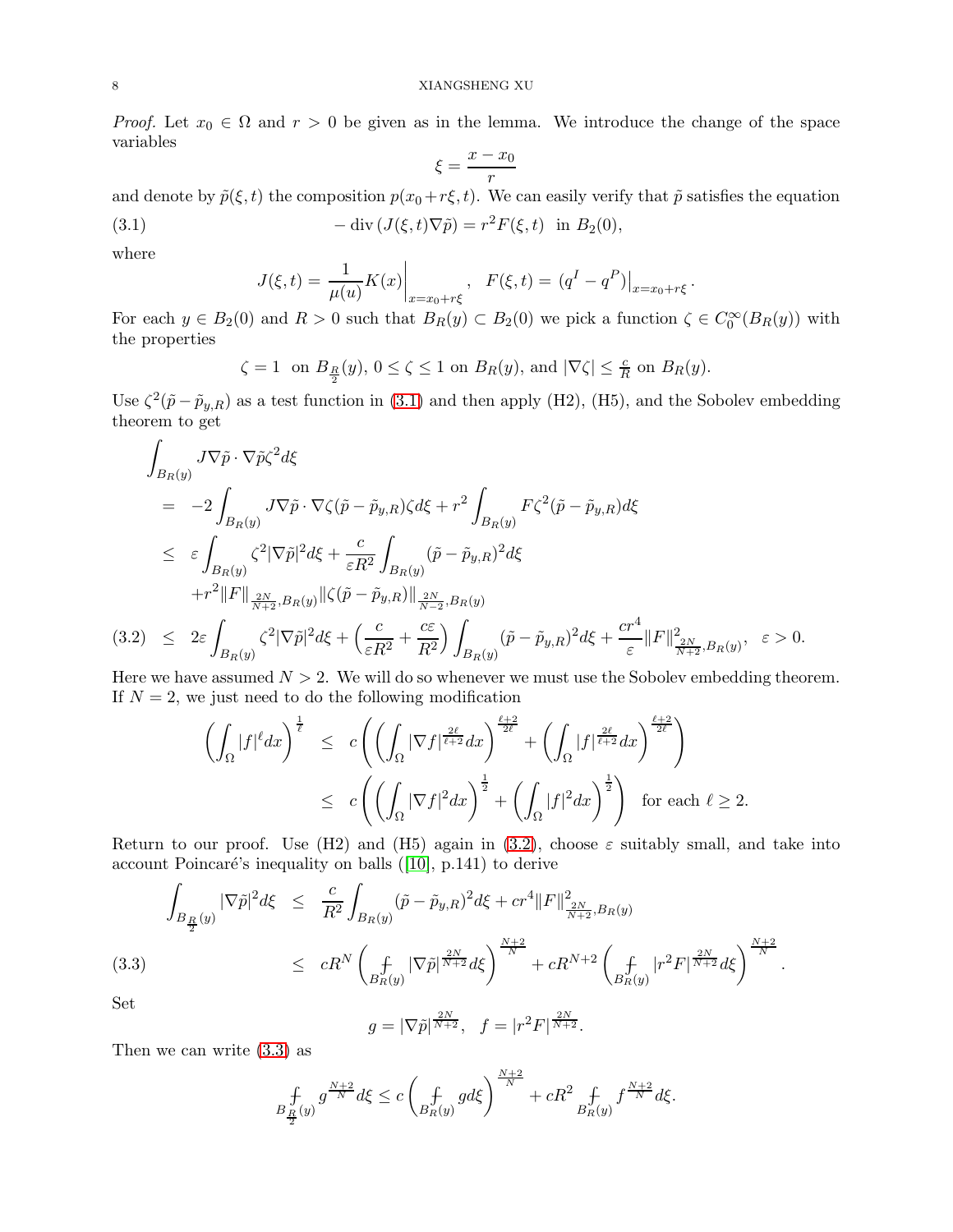*Proof.* Let $x_0 \in \Omega$ and $r > 0$ be given as in the lemma. We introduce the change of the space variables

$$\xi = \frac{x - x_0}{r}$$

and denote by $\tilde{p}(\xi, t)$ the composition $p(x_0 + r\xi, t)$. We can easily verify that $\tilde{p}$ satisfies the equation

$$-\operatorname{div}(J(\xi,t)\nabla\tilde{p}) = r^2 F(\xi,t) \quad \text{in } B_2(0), \tag{3.1}$$

where

$$J(\xi,t) = \frac{1}{\mu(u)}K(x)\Big|_{x=x_0+r\xi}, \quad F(\xi,t) = \left(q^I - q^P\right)\big|_{x=x_0+r\xi}.$$

For each $y \in B_2(0)$ and $R > 0$ such that $B_R(y) \subset B_2(0)$ we pick a function $\zeta \in C_0^\infty(B_R(y))$ with the properties

$$\zeta = 1 \ \text{ on } B_{\frac{R}{2}}(y),\ 0 \le \zeta \le 1 \text{ on } B_R(y), \text{ and } |\nabla\zeta| \le \tfrac{c}{R} \text{ on } B_R(y).$$

Use $\zeta^2(\tilde{p} - \tilde{p}_{y,R})$ as a test function in (3.1) and then apply (H2), (H5), and the Sobolev embedding theorem to get

$$\begin{aligned}
&\int_{B_R(y)} J\nabla\tilde{p}\cdot\nabla\tilde{p}\zeta^2 d\xi \\
&= -2\int_{B_R(y)} J\nabla\tilde{p}\cdot\nabla\zeta(\tilde{p}-\tilde{p}_{y,R})\zeta d\xi + r^2\int_{B_R(y)} F\zeta^2(\tilde{p}-\tilde{p}_{y,R})d\xi \\
&\le \varepsilon\int_{B_R(y)}\zeta^2|\nabla\tilde{p}|^2 d\xi + \frac{c}{\varepsilon R^2}\int_{B_R(y)}(\tilde{p}-\tilde{p}_{y,R})^2 d\xi \\
&\quad + r^2\|F\|_{\frac{2N}{N+2},B_R(y)}\|\zeta(\tilde{p}-\tilde{p}_{y,R})\|_{\frac{2N}{N-2},B_R(y)} \\
&\le 2\varepsilon\int_{B_R(y)}\zeta^2|\nabla\tilde{p}|^2 d\xi + \left(\frac{c}{\varepsilon R^2}+\frac{c\varepsilon}{R^2}\right)\int_{B_R(y)}(\tilde{p}-\tilde{p}_{y,R})^2 d\xi + \frac{cr^4}{\varepsilon}\|F\|^2_{\frac{2N}{N+2},B_R(y)}, \quad \varepsilon > 0.
\end{aligned} \tag{3.2}$$

Here we have assumed $N > 2$. We will do so whenever we must use the Sobolev embedding theorem. If $N = 2$, we just need to do the following modification

$$\begin{aligned}
\left(\int_\Omega |f|^\ell dx\right)^{\frac{1}{\ell}} &\le c\left(\left(\int_\Omega |\nabla f|^{\frac{2\ell}{\ell+2}}dx\right)^{\frac{\ell+2}{2\ell}} + \left(\int_\Omega |f|^{\frac{2\ell}{\ell+2}}dx\right)^{\frac{\ell+2}{2\ell}}\right) \\
&\le c\left(\left(\int_\Omega |\nabla f|^2 dx\right)^{\frac{1}{2}} + \left(\int_\Omega |f|^2 dx\right)^{\frac{1}{2}}\right) \quad \text{for each } \ell \ge 2.
\end{aligned}$$

Return to our proof. Use (H2) and (H5) again in (3.2), choose $\varepsilon$ suitably small, and take into account Poincaré's inequality on balls ([10], p.141) to derive

$$\begin{aligned}
\int_{B_{\frac{R}{2}}(y)} |\nabla\tilde{p}|^2 d\xi &\le \frac{c}{R^2}\int_{B_R(y)}(\tilde{p}-\tilde{p}_{y,R})^2 d\xi + cr^4\|F\|^2_{\frac{2N}{N+2},B_R(y)} \\
&\le cR^N\left(\fint_{B_R(y)}|\nabla\tilde{p}|^{\frac{2N}{N+2}}d\xi\right)^{\frac{N+2}{N}} + cR^{N+2}\left(\fint_{B_R(y)}|r^2F|^{\frac{2N}{N+2}}d\xi\right)^{\frac{N+2}{N}}.
\end{aligned} \tag{3.3}$$

Set

$$g = |\nabla\tilde{p}|^{\frac{2N}{N+2}}, \quad f = |r^2F|^{\frac{2N}{N+2}}.$$

Then we can write (3.3) as

$$\fint_{B_{\frac{R}{2}}(y)} g^{\frac{N+2}{N}}d\xi \le c\left(\fint_{B_R(y)} g d\xi\right)^{\frac{N+2}{N}} + cR^2\fint_{B_R(y)} f^{\frac{N+2}{N}}d\xi.$$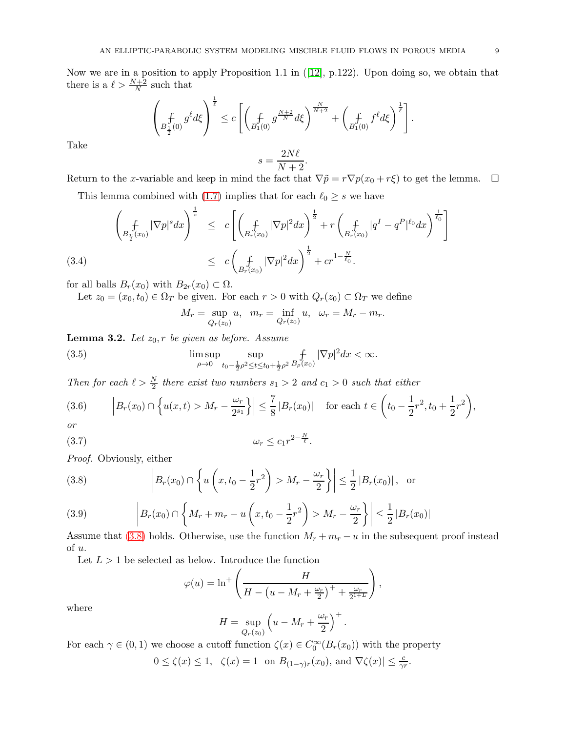Now we are in a position to apply Proposition 1.1 in ([12], p.122). Upon doing so, we obtain that there is a $\ell > \frac{N+2}{N}$ such that

$$\left( \fint_{B_{\frac{1}{2}}(0)} g^\ell d\xi \right)^{\frac{1}{\ell}} \leq c \left[ \left( \fint_{B_1(0)} g^{\frac{N+2}{N}} d\xi \right)^{\frac{N}{N+2}} + \left( \fint_{B_1(0)} f^\ell d\xi \right)^{\frac{1}{\ell}} \right].$$

Take

$$s = \frac{2N\ell}{N+2}.$$

Return to the $x$-variable and keep in mind the fact that $\nabla \tilde{p} = r \nabla p(x_0 + r\xi)$ to get the lemma. $\square$

This lemma combined with (1.7) implies that for each $\ell_0 \geq s$ we have

$$\begin{aligned} \left( \fint_{B_{\frac{r}{2}}(x_0)} |\nabla p|^s dx \right)^{\frac{1}{s}} &\leq c \left[ \left( \fint_{B_r(x_0)} |\nabla p|^2 dx \right)^{\frac{1}{2}} + r \left( \fint_{B_r(x_0)} |q^I - q^P|^{\ell_0} dx \right)^{\frac{1}{\ell_0}} \right] \\ &\leq c \left( \fint_{B_r(x_0)} |\nabla p|^2 dx \right)^{\frac{1}{2}} + c r^{1 - \frac{N}{\ell_0}}. \end{aligned} \tag{3.4}$$

for all balls $B_r(x_0)$ with $B_{2r}(x_0) \subset \Omega$.

Let $z_0 = (x_0, t_0) \in \Omega_T$ be given. For each $r > 0$ with $Q_r(z_0) \subset \Omega_T$ we define

$$M_r = \sup_{Q_r(z_0)} u, \quad m_r = \inf_{Q_r(z_0)} u, \quad \omega_r = M_r - m_r.$$

**Lemma 3.2.** *Let $z_0, r$ be given as before. Assume*

$$\limsup_{\rho \to 0} \sup_{t_0 - \frac{1}{2}\rho^2 \leq t \leq t_0 + \frac{1}{2}\rho^2} \fint_{B_\rho(x_0)} |\nabla p|^2 dx < \infty. \tag{3.5}$$

*Then for each $\ell > \frac{N}{2}$ there exist two numbers $s_1 > 2$ and $c_1 > 0$ such that either*

$$\left| B_r(x_0) \cap \left\{ u(x,t) > M_r - \frac{\omega_r}{2^{s_1}} \right\} \right| \leq \frac{7}{8} |B_r(x_0)| \quad \text{for each } t \in \left( t_0 - \frac{1}{2}r^2, t_0 + \frac{1}{2}r^2 \right), \tag{3.6}$$

*or*

$$\omega_r \leq c_1 r^{2 - \frac{N}{\ell}}. \tag{3.7}$$

*Proof.* Obviously, either

$$\left| B_r(x_0) \cap \left\{ u\left(x, t_0 - \frac{1}{2}r^2\right) > M_r - \frac{\omega_r}{2} \right\} \right| \leq \frac{1}{2} |B_r(x_0)|, \quad \text{or} \tag{3.8}$$

$$\left| B_r(x_0) \cap \left\{ M_r + m_r - u\left(x, t_0 - \frac{1}{2}r^2\right) > M_r - \frac{\omega_r}{2} \right\} \right| \leq \frac{1}{2} |B_r(x_0)| \tag{3.9}$$

Assume that (3.8) holds. Otherwise, use the function $M_r + m_r - u$ in the subsequent proof instead of $u$.

Let $L > 1$ be selected as below. Introduce the function

$$\varphi(u) = \ln^+ \left( \frac{H}{H - \left(u - M_r + \frac{\omega_r}{2}\right)^+ + \frac{\omega_r}{2^{1+L}}} \right),$$

where

$$H = \sup_{Q_r(z_0)} \left( u - M_r + \frac{\omega_r}{2} \right)^+.$$

For each $\gamma \in (0,1)$ we choose a cutoff function $\zeta(x) \in C_0^\infty(B_r(x_0))$ with the property

$$0 \leq \zeta(x) \leq 1, \quad \zeta(x) = 1 \text{ on } B_{(1-\gamma)r}(x_0), \text{ and } |\nabla \zeta(x)| \leq \frac{c}{\gamma r}.$$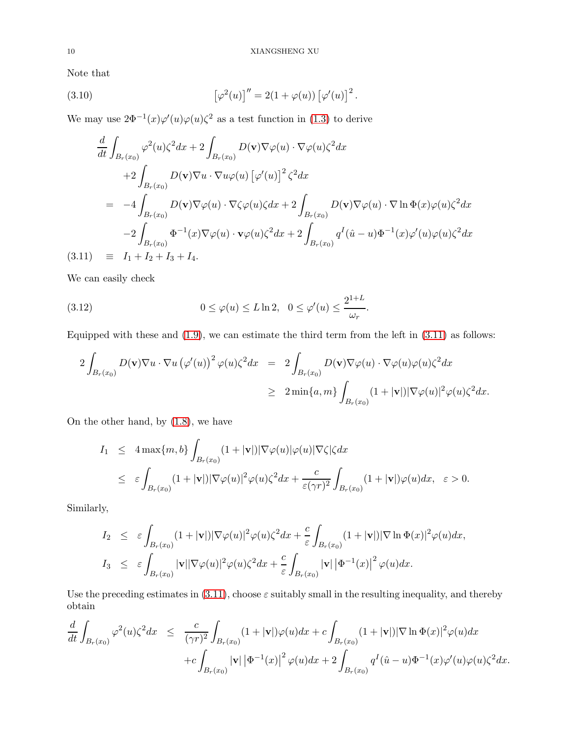Note that

$$
\left[\varphi^2(u)\right]'' = 2(1+\varphi(u))\left[\varphi'(u)\right]^2. \tag{3.10}
$$

We may use $2\Phi^{-1}(x)\varphi'(u)\varphi(u)\zeta^2$ as a test function in (1.3) to derive

$$
\begin{aligned}
&\frac{d}{dt}\int_{B_r(x_0)}\varphi^2(u)\zeta^2dx + 2\int_{B_r(x_0)} D(\mathbf{v})\nabla\varphi(u)\cdot\nabla\varphi(u)\zeta^2dx \\
&\quad +2\int_{B_r(x_0)} D(\mathbf{v})\nabla u\cdot\nabla u\varphi(u)\left[\varphi'(u)\right]^2\zeta^2dx \\
&= -4\int_{B_r(x_0)} D(\mathbf{v})\nabla\varphi(u)\cdot\nabla\zeta\varphi(u)\zeta dx + 2\int_{B_r(x_0)} D(\mathbf{v})\nabla\varphi(u)\cdot\nabla\ln\Phi(x)\varphi(u)\zeta^2dx \\
&\quad -2\int_{B_r(x_0)}\Phi^{-1}(x)\nabla\varphi(u)\cdot\mathbf{v}\varphi(u)\zeta^2dx + 2\int_{B_r(x_0)} q^I(\hat{u}-u)\Phi^{-1}(x)\varphi'(u)\varphi(u)\zeta^2dx \\
&\equiv I_1+I_2+I_3+I_4. \qquad (3.11)
\end{aligned}
$$

We can easily check

$$
0\le\varphi(u)\le L\ln 2,\quad 0\le\varphi'(u)\le\frac{2^{1+L}}{\omega_r}. \tag{3.12}
$$

Equipped with these and (1.9), we can estimate the third term from the left in (3.11) as follows:

$$
\begin{aligned}
2\int_{B_r(x_0)} D(\mathbf{v})\nabla u\cdot\nabla u\left(\varphi'(u)\right)^2\varphi(u)\zeta^2dx &= 2\int_{B_r(x_0)} D(\mathbf{v})\nabla\varphi(u)\cdot\nabla\varphi(u)\varphi(u)\zeta^2dx \\
&\ge 2\min\{a,m\}\int_{B_r(x_0)}(1+|\mathbf{v}|)|\nabla\varphi(u)|^2\varphi(u)\zeta^2dx.
\end{aligned}
$$

On the other hand, by (1.8), we have

$$
\begin{aligned}
I_1 &\le 4\max\{m,b\}\int_{B_r(x_0)}(1+|\mathbf{v}|)|\nabla\varphi(u)|\varphi(u)|\nabla\zeta|\zeta dx \\
&\le \varepsilon\int_{B_r(x_0)}(1+|\mathbf{v}|)|\nabla\varphi(u)|^2\varphi(u)\zeta^2dx + \frac{c}{\varepsilon(\gamma r)^2}\int_{B_r(x_0)}(1+|\mathbf{v}|)\varphi(u)dx,\quad \varepsilon>0.
\end{aligned}
$$

Similarly,

$$
\begin{aligned}
I_2 &\le \varepsilon\int_{B_r(x_0)}(1+|\mathbf{v}|)|\nabla\varphi(u)|^2\varphi(u)\zeta^2dx + \frac{c}{\varepsilon}\int_{B_r(x_0)}(1+|\mathbf{v}|)|\nabla\ln\Phi(x)|^2\varphi(u)dx, \\
I_3 &\le \varepsilon\int_{B_r(x_0)}|\mathbf{v}||\nabla\varphi(u)|^2\varphi(u)\zeta^2dx + \frac{c}{\varepsilon}\int_{B_r(x_0)}|\mathbf{v}|\left|\Phi^{-1}(x)\right|^2\varphi(u)dx.
\end{aligned}
$$

Use the preceding estimates in (3.11), choose $\varepsilon$ suitably small in the resulting inequality, and thereby obtain

$$
\begin{aligned}
\frac{d}{dt}\int_{B_r(x_0)}\varphi^2(u)\zeta^2dx &\le \frac{c}{(\gamma r)^2}\int_{B_r(x_0)}(1+|\mathbf{v}|)\varphi(u)dx + c\int_{B_r(x_0)}(1+|\mathbf{v}|)|\nabla\ln\Phi(x)|^2\varphi(u)dx \\
&\quad + c\int_{B_r(x_0)}|\mathbf{v}|\left|\Phi^{-1}(x)\right|^2\varphi(u)dx + 2\int_{B_r(x_0)} q^I(\hat{u}-u)\Phi^{-1}(x)\varphi'(u)\varphi(u)\zeta^2dx.
\end{aligned}
$$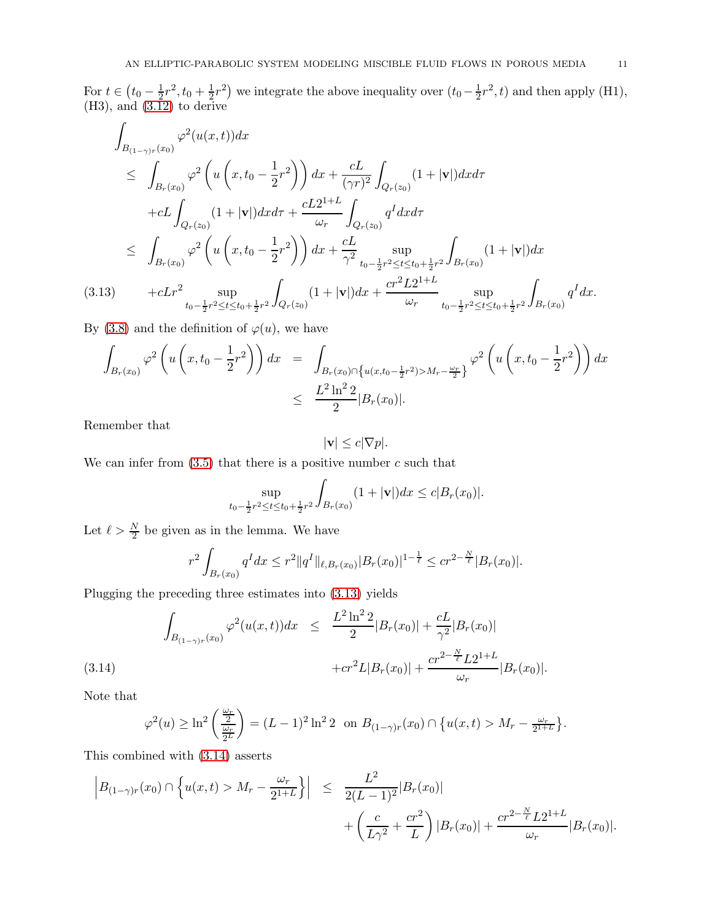For $t \in \left(t_0 - \frac{1}{2}r^2, t_0 + \frac{1}{2}r^2\right)$ we integrate the above inequality over $(t_0 - \frac{1}{2}r^2, t)$ and then apply (H1), (H3), and (3.12) to derive

$$
\begin{aligned}
\int_{B_{(1-\gamma)r}(x_0)} \varphi^2(u(x,t))dx &\leq \int_{B_r(x_0)} \varphi^2\left(u\left(x, t_0 - \frac{1}{2}r^2\right)\right)dx + \frac{cL}{(\gamma r)^2}\int_{Q_r(z_0)}(1+|\mathbf{v}|)dxd\tau \\
&\quad + cL\int_{Q_r(z_0)}(1+|\mathbf{v}|)dxd\tau + \frac{cL2^{1+L}}{\omega_r}\int_{Q_r(z_0)} q^I dxd\tau \\
&\leq \int_{B_r(x_0)} \varphi^2\left(u\left(x, t_0 - \frac{1}{2}r^2\right)\right)dx + \frac{cL}{\gamma^2}\sup_{t_0 - \frac{1}{2}r^2 \leq t \leq t_0 + \frac{1}{2}r^2}\int_{B_r(x_0)}(1+|\mathbf{v}|)dx \\
&\quad + cLr^2 \sup_{t_0 - \frac{1}{2}r^2 \leq t \leq t_0 + \frac{1}{2}r^2}\int_{Q_r(z_0)}(1+|\mathbf{v}|)dx + \frac{cr^2 L 2^{1+L}}{\omega_r}\sup_{t_0 - \frac{1}{2}r^2 \leq t \leq t_0 + \frac{1}{2}r^2}\int_{B_r(x_0)} q^I dx. \qquad (3.13)
\end{aligned}
$$

By (3.8) and the definition of $\varphi(u)$, we have

$$
\begin{aligned}
\int_{B_r(x_0)} \varphi^2\left(u\left(x, t_0 - \frac{1}{2}r^2\right)\right)dx &= \int_{B_r(x_0)\cap\left\{u(x,t_0-\frac{1}{2}r^2) > M_r - \frac{\omega_r}{2}\right\}} \varphi^2\left(u\left(x, t_0 - \frac{1}{2}r^2\right)\right)dx \\
&\leq \frac{L^2\ln^2 2}{2}|B_r(x_0)|.
\end{aligned}
$$

Remember that

$$
|\mathbf{v}| \leq c|\nabla p|.
$$

We can infer from (3.5) that there is a positive number $c$ such that

$$
\sup_{t_0 - \frac{1}{2}r^2 \leq t \leq t_0 + \frac{1}{2}r^2}\int_{B_r(x_0)}(1+|\mathbf{v}|)dx \leq c|B_r(x_0)|.
$$

Let $\ell > \frac{N}{2}$ be given as in the lemma. We have

$$
r^2\int_{B_r(x_0)} q^I dx \leq r^2\|q^I\|_{\ell, B_r(x_0)}|B_r(x_0)|^{1-\frac{1}{\ell}} \leq cr^{2-\frac{N}{\ell}}|B_r(x_0)|.
$$

Plugging the preceding three estimates into (3.13) yields

$$
\begin{aligned}
\int_{B_{(1-\gamma)r}(x_0)} \varphi^2(u(x,t))dx &\leq \frac{L^2\ln^2 2}{2}|B_r(x_0)| + \frac{cL}{\gamma^2}|B_r(x_0)| \\
&\quad + cr^2 L|B_r(x_0)| + \frac{cr^{2-\frac{N}{\ell}}L2^{1+L}}{\omega_r}|B_r(x_0)|. \qquad (3.14)
\end{aligned}
$$

Note that

$$
\varphi^2(u) \geq \ln^2\left(\frac{\frac{\omega_r}{2}}{\frac{\omega_r}{2^L}}\right) = (L-1)^2\ln^2 2 \ \text{ on } B_{(1-\gamma)r}(x_0)\cap\left\{u(x,t) > M_r - \tfrac{\omega_r}{2^{1+L}}\right\}.
$$

This combined with (3.14) asserts

$$
\begin{aligned}
\left|B_{(1-\gamma)r}(x_0)\cap\left\{u(x,t) > M_r - \frac{\omega_r}{2^{1+L}}\right\}\right| &\leq \frac{L^2}{2(L-1)^2}|B_r(x_0)| \\
&\quad + \left(\frac{c}{L\gamma^2} + \frac{cr^2}{L}\right)|B_r(x_0)| + \frac{cr^{2-\frac{N}{\ell}}L2^{1+L}}{\omega_r}|B_r(x_0)|.
\end{aligned}
$$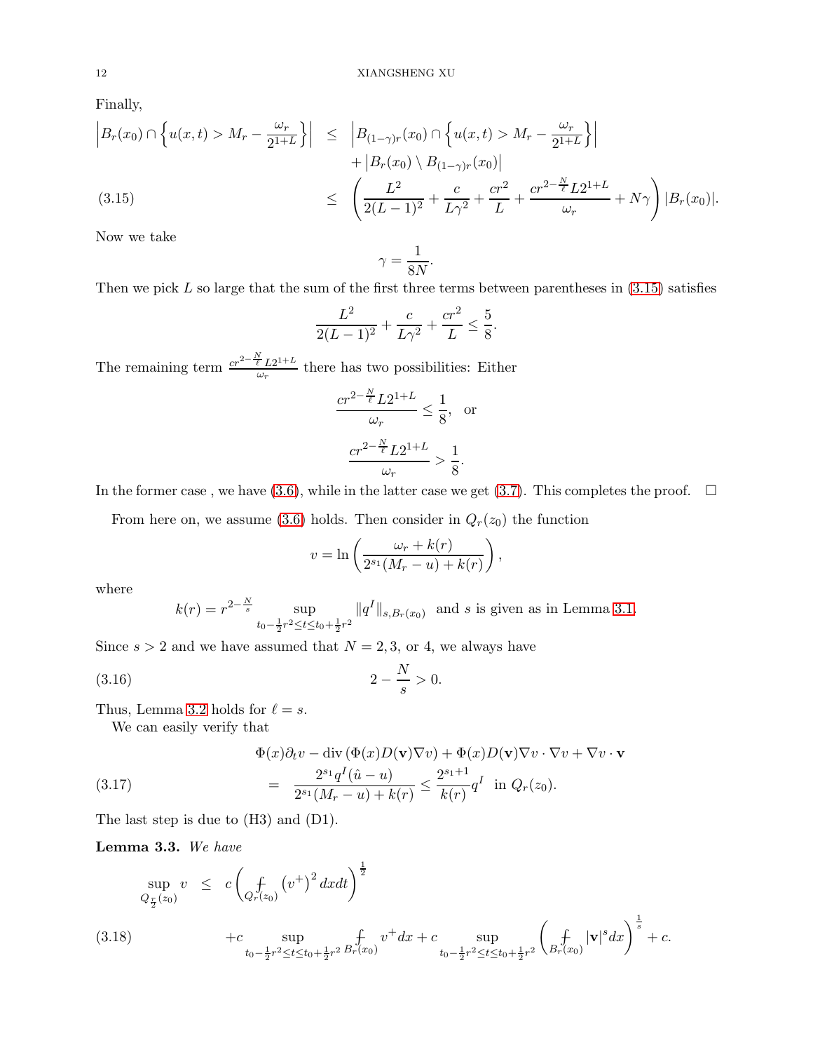Finally,

$$
\begin{aligned}
\left|B_r(x_0)\cap\left\{u(x,t)>M_r-\frac{\omega_r}{2^{1+L}}\right\}\right| &\leq \left|B_{(1-\gamma)r}(x_0)\cap\left\{u(x,t)>M_r-\frac{\omega_r}{2^{1+L}}\right\}\right| \\
&\quad +\left|B_r(x_0)\setminus B_{(1-\gamma)r}(x_0)\right| \\
&\leq \left(\frac{L^2}{2(L-1)^2}+\frac{c}{L\gamma^2}+\frac{cr^2}{L}+\frac{cr^{2-\frac{N}{\ell}}L2^{1+L}}{\omega_r}+N\gamma\right)|B_r(x_0)|. \quad (3.15)
\end{aligned}
$$

Now we take

$$\gamma=\frac{1}{8N}.$$

Then we pick $L$ so large that the sum of the first three terms between parentheses in (3.15) satisfies

$$\frac{L^2}{2(L-1)^2}+\frac{c}{L\gamma^2}+\frac{cr^2}{L}\leq\frac{5}{8}.$$

The remaining term $\frac{cr^{2-\frac{N}{\ell}}L2^{1+L}}{\omega_r}$ there has two possibilities: Either

$$\frac{cr^{2-\frac{N}{\ell}}L2^{1+L}}{\omega_r}\leq\frac{1}{8},\quad\text{or}$$

$$\frac{cr^{2-\frac{N}{\ell}}L2^{1+L}}{\omega_r}>\frac{1}{8}.$$

In the former case , we have (3.6), while in the latter case we get (3.7). This completes the proof. $\square$

From here on, we assume (3.6) holds. Then consider in $Q_r(z_0)$ the function

$$v=\ln\left(\frac{\omega_r+k(r)}{2^{s_1}(M_r-u)+k(r)}\right),$$

where

$$k(r)=r^{2-\frac{N}{s}}\sup_{t_0-\frac{1}{2}r^2\leq t\leq t_0+\frac{1}{2}r^2}\|q^I\|_{s,B_r(x_0)}\ \text{ and } s \text{ is given as in Lemma 3.1.}$$

Since $s>2$ and we have assumed that $N=2,3,$ or $4$, we always have

$$2-\frac{N}{s}>0. \tag{3.16}$$

Thus, Lemma 3.2 holds for $\ell=s$.

We can easily verify that

$$
\begin{aligned}
&\Phi(x)\partial_t v-\operatorname{div}\left(\Phi(x)D(\mathbf{v})\nabla v\right)+\Phi(x)D(\mathbf{v})\nabla v\cdot\nabla v+\nabla v\cdot\mathbf{v} \\
&\quad=\frac{2^{s_1}q^I(\hat{u}-u)}{2^{s_1}(M_r-u)+k(r)}\leq\frac{2^{s_1+1}}{k(r)}q^I\ \text{ in } Q_r(z_0). \quad (3.17)
\end{aligned}
$$

The last step is due to (H3) and (D1).

**Lemma 3.3.** *We have*

$$
\begin{aligned}
\sup_{Q_{\frac{r}{2}}(z_0)}v &\leq c\left(\fint_{Q_r(z_0)}\left(v^+\right)^2dxdt\right)^{\frac{1}{2}} \\
&\quad +c\sup_{t_0-\frac{1}{2}r^2\leq t\leq t_0+\frac{1}{2}r^2}\fint_{B_r(x_0)}v^+dx+c\sup_{t_0-\frac{1}{2}r^2\leq t\leq t_0+\frac{1}{2}r^2}\left(\fint_{B_r(x_0)}|\mathbf{v}|^sdx\right)^{\frac{1}{s}}+c. \quad (3.18)
\end{aligned}
$$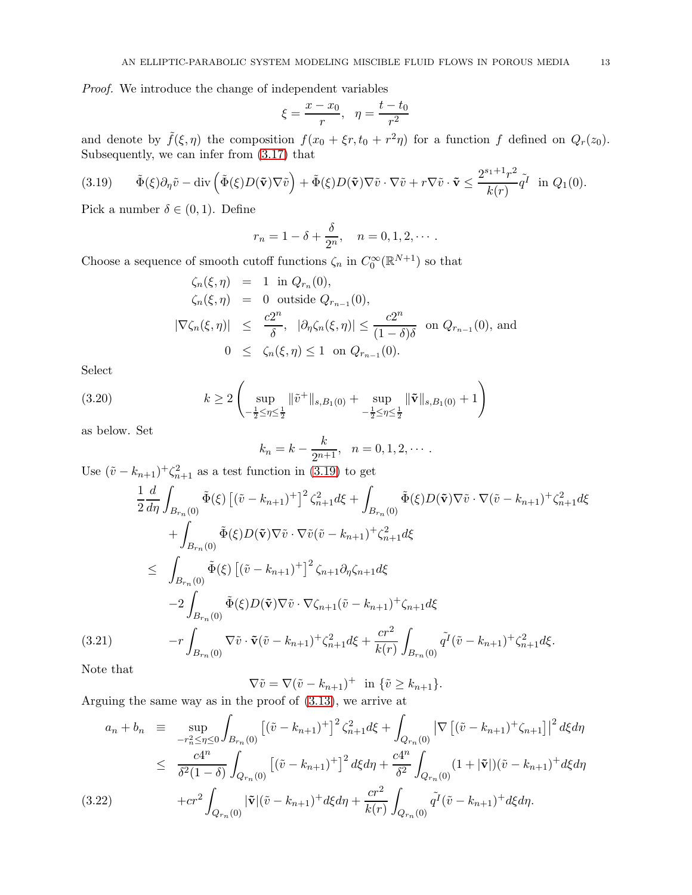*Proof.* We introduce the change of independent variables

$$\xi = \frac{x - x_0}{r}, \quad \eta = \frac{t - t_0}{r^2}$$

and denote by $\tilde{f}(\xi, \eta)$ the composition $f(x_0 + \xi r, t_0 + r^2 \eta)$ for a function $f$ defined on $Q_r(z_0)$. Subsequently, we can infer from (3.17) that

$$\tilde{\Phi}(\xi)\partial_\eta \tilde{v} - \operatorname{div}\left(\tilde{\Phi}(\xi) D(\tilde{\mathbf{v}})\nabla\tilde{v}\right) + \tilde{\Phi}(\xi) D(\tilde{\mathbf{v}})\nabla\tilde{v}\cdot\nabla\tilde{v} + r\nabla\tilde{v}\cdot\tilde{\mathbf{v}} \leq \frac{2^{s_1+1}r^2}{k(r)}\tilde{q^I} \text{ in } Q_1(0). \tag{3.19}$$

Pick a number $\delta \in (0, 1)$. Define

$$r_n = 1 - \delta + \frac{\delta}{2^n}, \quad n = 0, 1, 2, \cdots.$$

Choose a sequence of smooth cutoff functions $\zeta_n$ in $C_0^\infty(\mathbb{R}^{N+1})$ so that

$$\begin{aligned}
\zeta_n(\xi, \eta) &= 1 \text{ in } Q_{r_n}(0), \\
\zeta_n(\xi, \eta) &= 0 \text{ outside } Q_{r_{n-1}}(0), \\
|\nabla\zeta_n(\xi, \eta)| &\leq \frac{c2^n}{\delta}, \quad |\partial_\eta\zeta_n(\xi, \eta)| \leq \frac{c2^n}{(1-\delta)\delta} \text{ on } Q_{r_{n-1}}(0), \text{ and} \\
0 &\leq \zeta_n(\xi, \eta) \leq 1 \text{ on } Q_{r_{n-1}}(0).
\end{aligned}$$

Select

$$k \geq 2\left(\sup_{-\frac{1}{2}\leq\eta\leq\frac{1}{2}} \|\tilde{v}^+\|_{s, B_1(0)} + \sup_{-\frac{1}{2}\leq\eta\leq\frac{1}{2}} \|\tilde{\mathbf{v}}\|_{s, B_1(0)} + 1\right) \tag{3.20}$$

as below. Set

$$k_n = k - \frac{k}{2^{n+1}}, \quad n = 0, 1, 2, \cdots.$$

Use $(\tilde{v} - k_{n+1})^+\zeta_{n+1}^2$ as a test function in (3.19) to get

$$\begin{aligned}
&\frac{1}{2}\frac{d}{d\eta}\int_{B_{r_n}(0)} \tilde{\Phi}(\xi)\left[(\tilde{v} - k_{n+1})^+\right]^2 \zeta_{n+1}^2 d\xi + \int_{B_{r_n}(0)} \tilde{\Phi}(\xi) D(\tilde{\mathbf{v}})\nabla\tilde{v}\cdot\nabla(\tilde{v} - k_{n+1})^+\zeta_{n+1}^2 d\xi \\
&\quad + \int_{B_{r_n}(0)} \tilde{\Phi}(\xi) D(\tilde{\mathbf{v}})\nabla\tilde{v}\cdot\nabla\tilde{v}(\tilde{v} - k_{n+1})^+\zeta_{n+1}^2 d\xi \\
&\leq \int_{B_{r_n}(0)} \tilde{\Phi}(\xi)\left[(\tilde{v} - k_{n+1})^+\right]^2 \zeta_{n+1}\partial_\eta\zeta_{n+1} d\xi \\
&\quad -2\int_{B_{r_n}(0)} \tilde{\Phi}(\xi) D(\tilde{\mathbf{v}})\nabla\tilde{v}\cdot\nabla\zeta_{n+1}(\tilde{v} - k_{n+1})^+\zeta_{n+1} d\xi \\
&\quad -r\int_{B_{r_n}(0)} \nabla\tilde{v}\cdot\tilde{\mathbf{v}}(\tilde{v} - k_{n+1})^+\zeta_{n+1}^2 d\xi + \frac{cr^2}{k(r)}\int_{B_{r_n}(0)} \tilde{q^I}(\tilde{v} - k_{n+1})^+\zeta_{n+1}^2 d\xi.
\end{aligned} \tag{3.21}$$

Note that

$$\nabla\tilde{v} = \nabla(\tilde{v} - k_{n+1})^+ \text{ in } \{\tilde{v} \geq k_{n+1}\}.$$

Arguing the same way as in the proof of (3.13), we arrive at

$$\begin{aligned}
a_n + b_n &\equiv \sup_{-r_n^2\leq\eta\leq 0}\int_{B_{r_n}(0)} \left[(\tilde{v} - k_{n+1})^+\right]^2 \zeta_{n+1}^2 d\xi + \int_{Q_{r_n}(0)} \left|\nabla\left[(\tilde{v} - k_{n+1})^+\zeta_{n+1}\right]\right|^2 d\xi d\eta \\
&\leq \frac{c4^n}{\delta^2(1-\delta)}\int_{Q_{r_n}(0)} \left[(\tilde{v} - k_{n+1})^+\right]^2 d\xi d\eta + \frac{c4^n}{\delta^2}\int_{Q_{r_n}(0)} (1 + |\tilde{\mathbf{v}}|)(\tilde{v} - k_{n+1})^+ d\xi d\eta \\
&\quad + cr^2\int_{Q_{r_n}(0)} |\tilde{\mathbf{v}}|(\tilde{v} - k_{n+1})^+ d\xi d\eta + \frac{cr^2}{k(r)}\int_{Q_{r_n}(0)} \tilde{q^I}(\tilde{v} - k_{n+1})^+ d\xi d\eta.
\end{aligned} \tag{3.22}$$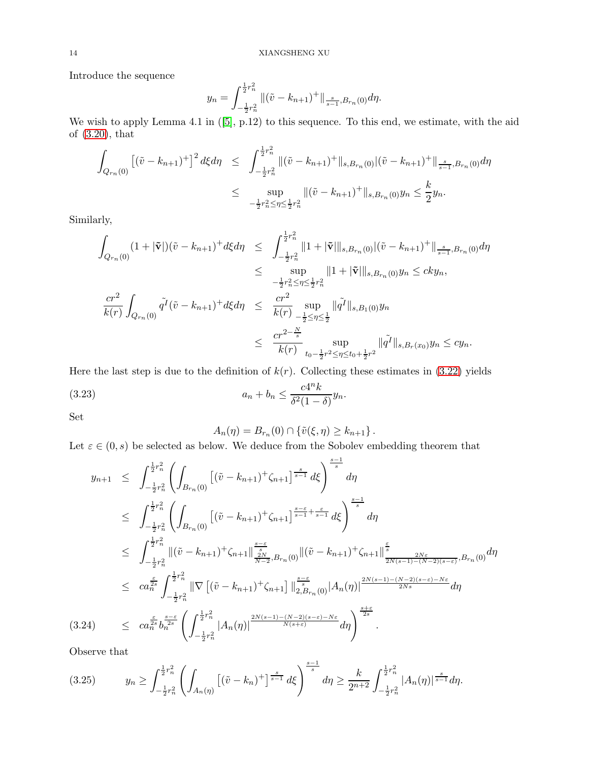Introduce the sequence

$$y_n = \int_{-\frac{1}{2}r_n^2}^{\frac{1}{2}r_n^2} \|(\tilde{v} - k_{n+1})^+\|_{\frac{s}{s-1}, B_{r_n}(0)} d\eta.$$

We wish to apply Lemma 4.1 in ([5], p.12) to this sequence. To this end, we estimate, with the aid of (3.20), that

$$\begin{aligned}
\int_{Q_{r_n}(0)} \left[(\tilde{v} - k_{n+1})^+\right]^2 d\xi d\eta &\leq \int_{-\frac{1}{2}r_n^2}^{\frac{1}{2}r_n^2} \|(\tilde{v} - k_{n+1})^+\|_{s, B_{r_n}(0)} |(\tilde{v} - k_{n+1})^+\|_{\frac{s}{s-1}, B_{r_n}(0)} d\eta \\
&\leq \sup_{-\frac{1}{2}r_n^2 \leq \eta \leq \frac{1}{2}r_n^2} \|(\tilde{v} - k_{n+1})^+\|_{s, B_{r_n}(0)} y_n \leq \frac{k}{2} y_n.
\end{aligned}$$

Similarly,

$$\begin{aligned}
\int_{Q_{r_n}(0)} (1 + |\tilde{\mathbf{v}}|)(\tilde{v} - k_{n+1})^+ d\xi d\eta &\leq \int_{-\frac{1}{2}r_n^2}^{\frac{1}{2}r_n^2} \|1 + |\tilde{\mathbf{v}}|\|_{s, B_{r_n}(0)} |(\tilde{v} - k_{n+1})^+\|_{\frac{s}{s-1}, B_{r_n}(0)} d\eta \\
&\leq \sup_{-\frac{1}{2}r_n^2 \leq \eta \leq \frac{1}{2}r_n^2} \|1 + |\tilde{\mathbf{v}}|\|_{s, B_{r_n}(0)} y_n \leq cky_n, \\
\frac{cr^2}{k(r)} \int_{Q_{r_n}(0)} \tilde{q^I} (\tilde{v} - k_{n+1})^+ d\xi d\eta &\leq \frac{cr^2}{k(r)} \sup_{-\frac{1}{2} \leq \eta \leq \frac{1}{2}} \|\tilde{q^I}\|_{s, B_1(0)} y_n \\
&\leq \frac{cr^{2-\frac{N}{s}}}{k(r)} \sup_{t_0 - \frac{1}{2}r^2 \leq \eta \leq t_0 + \frac{1}{2}r^2} \|\tilde{q^I}\|_{s, B_r(x_0)} y_n \leq cy_n.
\end{aligned}$$

Here the last step is due to the definition of $k(r)$. Collecting these estimates in (3.22) yields

$$a_n + b_n \leq \frac{c4^n k}{\delta^2(1-\delta)} y_n. \tag{3.23}$$

Set

$$A_n(\eta) = B_{r_n}(0) \cap \{\tilde{v}(\xi, \eta) \geq k_{n+1}\}.$$

Let $\varepsilon \in (0, s)$ be selected as below. We deduce from the Sobolev embedding theorem that

$$\begin{aligned}
y_{n+1} &\leq \int_{-\frac{1}{2}r_n^2}^{\frac{1}{2}r_n^2} \left( \int_{B_{r_n}(0)} \left[(\tilde{v} - k_{n+1})^+ \zeta_{n+1}\right]^{\frac{s}{s-1}} d\xi \right)^{\frac{s-1}{s}} d\eta \\
&\leq \int_{-\frac{1}{2}r_n^2}^{\frac{1}{2}r_n^2} \left( \int_{B_{r_n}(0)} \left[(\tilde{v} - k_{n+1})^+ \zeta_{n+1}\right]^{\frac{s-\varepsilon}{s-1} + \frac{\varepsilon}{s-1}} d\xi \right)^{\frac{s-1}{s}} d\eta \\
&\leq \int_{-\frac{1}{2}r_n^2}^{\frac{1}{2}r_n^2} \|(\tilde{v} - k_{n+1})^+ \zeta_{n+1}\|_{\frac{2N}{N-2}, B_{r_n}(0)}^{\frac{s-\varepsilon}{s}} \|(\tilde{v} - k_{n+1})^+ \zeta_{n+1}\|_{\frac{2N\varepsilon}{2N(s-1)-(N-2)(s-\varepsilon)}, B_{r_n}(0)}^{\frac{\varepsilon}{s}} d\eta \\
&\leq ca_n^{\frac{\varepsilon}{2s}} \int_{-\frac{1}{2}r_n^2}^{\frac{1}{2}r_n^2} \|\nabla \left[(\tilde{v} - k_{n+1})^+ \zeta_{n+1}\right]\|_{2, B_{r_n}(0)}^{\frac{s-\varepsilon}{s}} |A_n(\eta)|^{\frac{2N(s-1)-(N-2)(s-\varepsilon)-N\varepsilon}{2Ns}} d\eta \\
&\leq ca_n^{\frac{\varepsilon}{2s}} b_n^{\frac{s-\varepsilon}{2s}} \left( \int_{-\frac{1}{2}r_n^2}^{\frac{1}{2}r_n^2} |A_n(\eta)|^{\frac{2N(s-1)-(N-2)(s-\varepsilon)-N\varepsilon}{N(s+\varepsilon)}} d\eta \right)^{\frac{s+\varepsilon}{2s}}.
\end{aligned} \tag{3.24}$$

Observe that

$$y_n \geq \int_{-\frac{1}{2}r_n^2}^{\frac{1}{2}r_n^2} \left( \int_{A_n(\eta)} \left[(\tilde{v} - k_n)^+\right]^{\frac{s}{s-1}} d\xi \right)^{\frac{s-1}{s}} d\eta \geq \frac{k}{2^{n+2}} \int_{-\frac{1}{2}r_n^2}^{\frac{1}{2}r_n^2} |A_n(\eta)|^{\frac{s}{s-1}} d\eta. \tag{3.25}$$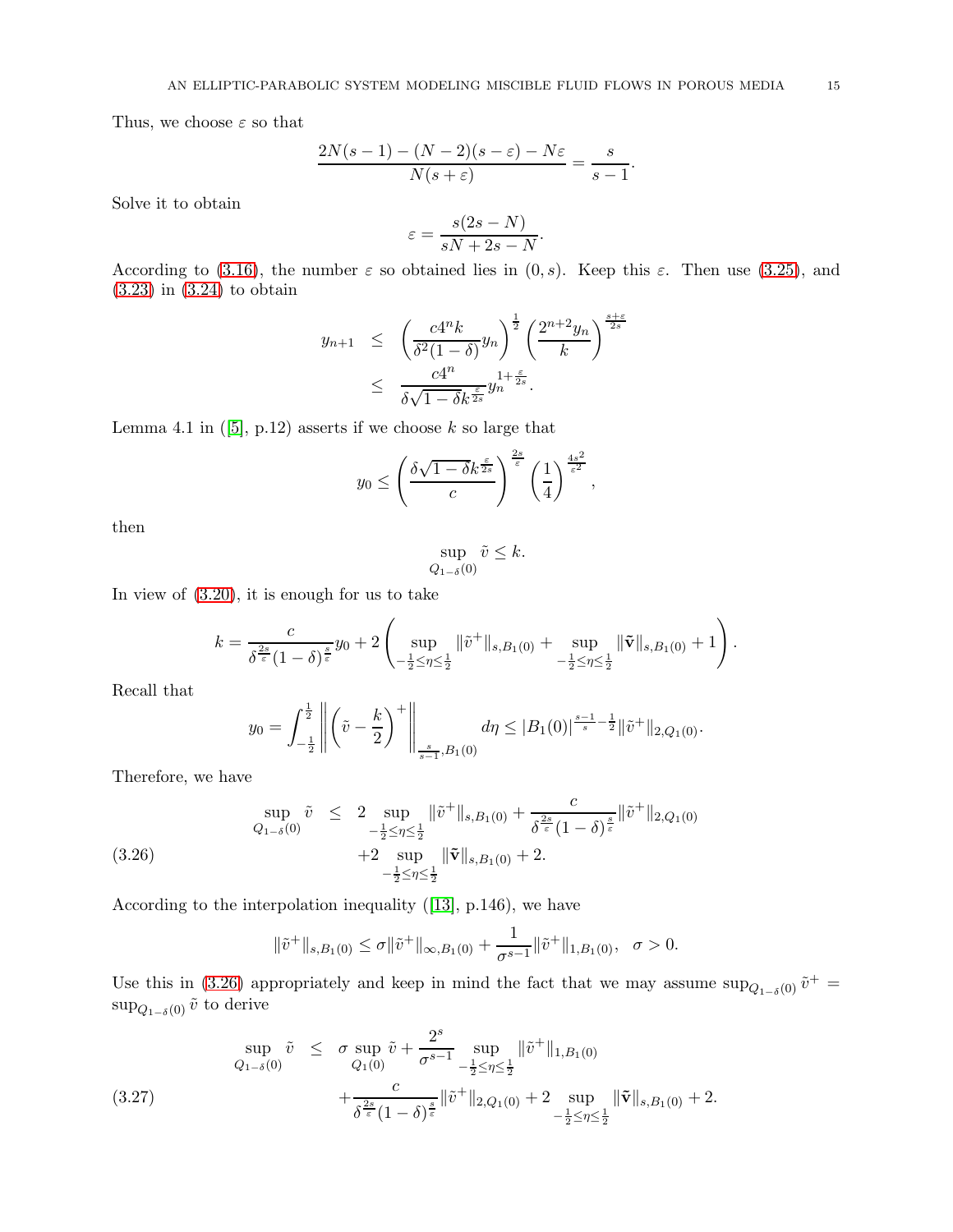Thus, we choose $\varepsilon$ so that

$$\frac{2N(s-1)-(N-2)(s-\varepsilon)-N\varepsilon}{N(s+\varepsilon)} = \frac{s}{s-1}.$$

Solve it to obtain

$$\varepsilon = \frac{s(2s-N)}{sN+2s-N}.$$

According to (3.16), the number $\varepsilon$ so obtained lies in $(0,s)$. Keep this $\varepsilon$. Then use (3.25), and (3.23) in (3.24) to obtain

$$\begin{aligned} y_{n+1} &\le \left(\frac{c4^n k}{\delta^2(1-\delta)} y_n\right)^{\frac{1}{2}} \left(\frac{2^{n+2} y_n}{k}\right)^{\frac{s+\varepsilon}{2s}} \\ &\le \frac{c4^n}{\delta\sqrt{1-\delta}k^{\frac{\varepsilon}{2s}}} y_n^{1+\frac{\varepsilon}{2s}}. \end{aligned}$$

Lemma 4.1 in ([5], p.12) asserts if we choose $k$ so large that

$$y_0 \le \left(\frac{\delta\sqrt{1-\delta}k^{\frac{\varepsilon}{2s}}}{c}\right)^{\frac{2s}{\varepsilon}} \left(\frac{1}{4}\right)^{\frac{4s^2}{\varepsilon^2}},$$

then

$$\sup_{Q_{1-\delta}(0)} \tilde{v} \le k.$$

In view of (3.20), it is enough for us to take

$$k = \frac{c}{\delta^{\frac{2s}{\varepsilon}}(1-\delta)^{\frac{s}{\varepsilon}}} y_0 + 2\left(\sup_{-\frac{1}{2}\le\eta\le\frac{1}{2}} \|\tilde{v}^+\|_{s,B_1(0)} + \sup_{-\frac{1}{2}\le\eta\le\frac{1}{2}} \|\tilde{\mathbf{v}}\|_{s,B_1(0)} + 1\right).$$

Recall that

$$y_0 = \int_{-\frac{1}{2}}^{\frac{1}{2}} \left\|\left(\tilde{v}-\frac{k}{2}\right)^+\right\|_{\frac{s}{s-1},B_1(0)} d\eta \le |B_1(0)|^{\frac{s-1}{s}-\frac{1}{2}} \|\tilde{v}^+\|_{2,Q_1(0)}.$$

Therefore, we have

$$\begin{aligned} \sup_{Q_{1-\delta}(0)} \tilde{v} &\le 2\sup_{-\frac{1}{2}\le\eta\le\frac{1}{2}} \|\tilde{v}^+\|_{s,B_1(0)} + \frac{c}{\delta^{\frac{2s}{\varepsilon}}(1-\delta)^{\frac{s}{\varepsilon}}} \|\tilde{v}^+\|_{2,Q_1(0)} \\ &\quad + 2\sup_{-\frac{1}{2}\le\eta\le\frac{1}{2}} \|\tilde{\mathbf{v}}\|_{s,B_1(0)} + 2. \end{aligned} \tag{3.26}$$

According to the interpolation inequality ([13], p.146), we have

$$\|\tilde{v}^+\|_{s,B_1(0)} \le \sigma\|\tilde{v}^+\|_{\infty,B_1(0)} + \frac{1}{\sigma^{s-1}}\|\tilde{v}^+\|_{1,B_1(0)}, \quad \sigma > 0.$$

Use this in (3.26) appropriately and keep in mind the fact that we may assume $\sup_{Q_{1-\delta}(0)} \tilde{v}^+ = \sup_{Q_{1-\delta}(0)} \tilde{v}$ to derive

$$\begin{aligned} \sup_{Q_{1-\delta}(0)} \tilde{v} &\le \sigma \sup_{Q_1(0)} \tilde{v} + \frac{2^s}{\sigma^{s-1}} \sup_{-\frac{1}{2}\le\eta\le\frac{1}{2}} \|\tilde{v}^+\|_{1,B_1(0)} \\ &\quad + \frac{c}{\delta^{\frac{2s}{\varepsilon}}(1-\delta)^{\frac{s}{\varepsilon}}} \|\tilde{v}^+\|_{2,Q_1(0)} + 2\sup_{-\frac{1}{2}\le\eta\le\frac{1}{2}} \|\tilde{\mathbf{v}}\|_{s,B_1(0)} + 2. \end{aligned} \tag{3.27}$$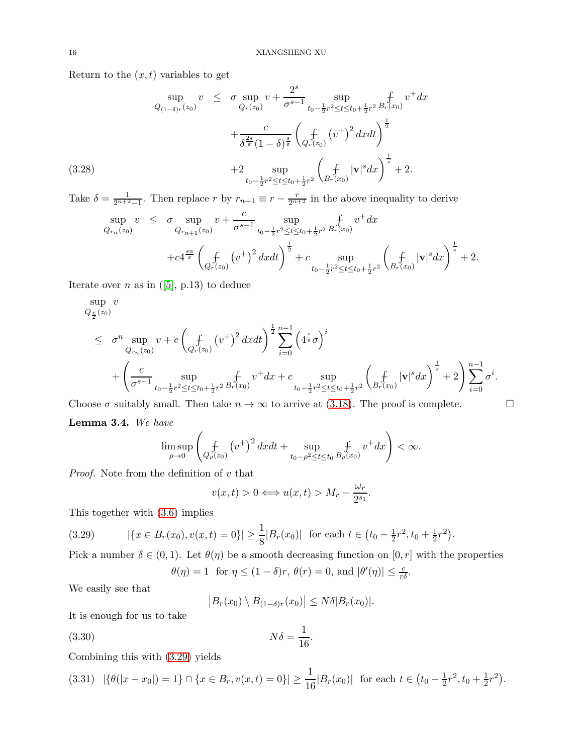Return to the $(x,t)$ variables to get

$$
\begin{aligned}
\sup_{Q_{(1-\delta)r}(z_0)} v \quad &\leq \quad \sigma \sup_{Q_r(z_0)} v + \frac{2^s}{\sigma^{s-1}} \sup_{t_0-\frac{1}{2}r^2\leq t\leq t_0+\frac{1}{2}r^2} \fint_{B_r(x_0)} v^+ dx \\
&\quad + \frac{c}{\delta^{\frac{2s}{\varepsilon}}(1-\delta)^{\frac{s}{\varepsilon}}} \left( \fint_{Q_r(z_0)} \left(v^+\right)^2 dxdt \right)^{\frac{1}{2}} \\
&\quad + 2 \sup_{t_0-\frac{1}{2}r^2\leq t\leq t_0+\frac{1}{2}r^2} \left( \fint_{B_r(x_0)} |\mathbf{v}|^s dx \right)^{\frac{1}{s}} + 2. \qquad (3.28)
\end{aligned}
$$

Take $\delta = \frac{1}{2^{n+2}-1}$. Then replace $r$ by $r_{n+1} \equiv r - \frac{r}{2^{n+2}}$ in the above inequality to derive

$$
\begin{aligned}
\sup_{Q_{r_n}(z_0)} v \quad &\leq \quad \sigma \sup_{Q_{r_{n+1}}(z_0)} v + \frac{c}{\sigma^{s-1}} \sup_{t_0-\frac{1}{2}r^2\leq t\leq t_0+\frac{1}{2}r^2} \fint_{B_r(x_0)} v^+ dx \\
&\quad + c4^{\frac{sn}{\varepsilon}} \left( \fint_{Q_r(z_0)} \left(v^+\right)^2 dxdt \right)^{\frac{1}{2}} + c \sup_{t_0-\frac{1}{2}r^2\leq t\leq t_0+\frac{1}{2}r^2} \left( \fint_{B_r(x_0)} |\mathbf{v}|^s dx \right)^{\frac{1}{s}} + 2.
\end{aligned}
$$

Iterate over $n$ as in ([5], p.13) to deduce

$$
\begin{aligned}
&\sup_{Q_{\frac{r}{2}}(z_0)} v \\
&\leq \quad \sigma^n \sup_{Q_{r_n}(z_0)} v + c \left( \fint_{Q_r(z_0)} \left(v^+\right)^2 dxdt \right)^{\frac{1}{2}} \sum_{i=0}^{n-1} \left(4^{\frac{s}{\varepsilon}}\sigma\right)^i \\
&\quad + \left( \frac{c}{\sigma^{s-1}} \sup_{t_0-\frac{1}{2}r^2\leq t\leq t_0+\frac{1}{2}r^2} \fint_{B_r(x_0)} v^+ dx + c \sup_{t_0-\frac{1}{2}r^2\leq t\leq t_0+\frac{1}{2}r^2} \left( \fint_{B_r(x_0)} |\mathbf{v}|^s dx \right)^{\frac{1}{s}} + 2 \right) \sum_{i=0}^{n-1} \sigma^i.
\end{aligned}
$$

Choose $\sigma$ suitably small. Then take $n \to \infty$ to arrive at (3.18). The proof is complete. $\square$

**Lemma 3.4.** *We have*

$$
\limsup_{\rho\to 0} \left( \fint_{Q_\rho(z_0)} \left(v^+\right)^2 dxdt + \sup_{t_0-\rho^2\leq t\leq t_0} \fint_{B_\rho(x_0)} v^+ dx \right) < \infty.
$$

*Proof.* Note from the definition of $v$ that

$$
v(x,t) > 0 \Longleftrightarrow u(x,t) > M_r - \frac{\omega_r}{2^{s_1}}.
$$

This together with (3.6) implies

$$
|\{x \in B_r(x_0), v(x,t) = 0\}| \geq \frac{1}{8}|B_r(x_0)| \ \text{ for each } t \in \left(t_0 - \tfrac{1}{2}r^2, t_0 + \tfrac{1}{2}r^2\right). \qquad (3.29)
$$

Pick a number $\delta \in (0,1)$. Let $\theta(\eta)$ be a smooth decreasing function on $[0,r]$ with the properties

$$
\theta(\eta) = 1 \ \text{ for } \eta \leq (1-\delta)r, \ \theta(r) = 0, \text{ and } |\theta'(\eta)| \leq \tfrac{c}{r\delta}.
$$

We easily see that

$$
\left|B_r(x_0) \setminus B_{(1-\delta)r}(x_0)\right| \leq N\delta|B_r(x_0)|.
$$

It is enough for us to take

$$
N\delta = \frac{1}{16}. \qquad (3.30)
$$

Combining this with (3.29) yields

$$
|\{\theta(|x-x_0|) = 1\} \cap \{x \in B_r, v(x,t) = 0\}| \geq \frac{1}{16}|B_r(x_0)| \ \text{ for each } t \in \left(t_0 - \tfrac{1}{2}r^2, t_0 + \tfrac{1}{2}r^2\right). \qquad (3.31)
$$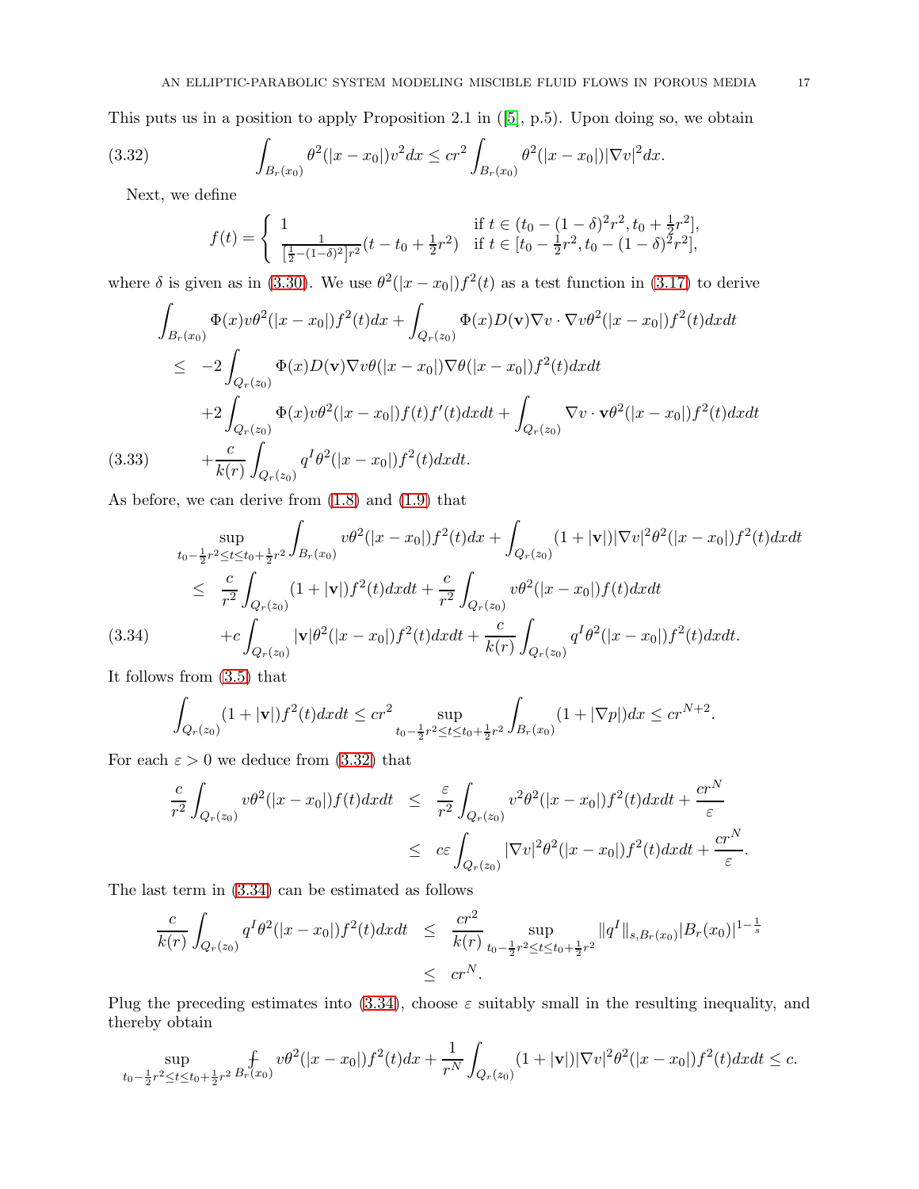This puts us in a position to apply Proposition 2.1 in ([5], p.5). Upon doing so, we obtain

$$\int_{B_r(x_0)} \theta^2(|x-x_0|)v^2 dx \le cr^2 \int_{B_r(x_0)} \theta^2(|x-x_0|)|\nabla v|^2 dx. \tag{3.32}$$

Next, we define

$$f(t) = \begin{cases} 1 & \text{if } t \in (t_0-(1-\delta)^2 r^2, t_0+\frac{1}{2}r^2], \\ \frac{1}{[\frac{1}{2}-(1-\delta)^2]r^2}(t-t_0+\frac{1}{2}r^2) & \text{if } t \in [t_0-\frac{1}{2}r^2, t_0-(1-\delta)^2 r^2], \end{cases}$$

where $\delta$ is given as in (3.30). We use $\theta^2(|x-x_0|)f^2(t)$ as a test function in (3.17) to derive

$$\begin{aligned}
&\int_{B_r(x_0)} \Phi(x)v\theta^2(|x-x_0|)f^2(t)dx + \int_{Q_r(z_0)} \Phi(x)D(\mathbf{v})\nabla v\cdot\nabla v\theta^2(|x-x_0|)f^2(t)dxdt \\
&\le\ -2\int_{Q_r(z_0)} \Phi(x)D(\mathbf{v})\nabla v\theta(|x-x_0|)\nabla\theta(|x-x_0|)f^2(t)dxdt \\
&\quad +2\int_{Q_r(z_0)} \Phi(x)v\theta^2(|x-x_0|)f(t)f'(t)dxdt + \int_{Q_r(z_0)} \nabla v\cdot\mathbf{v}\theta^2(|x-x_0|)f^2(t)dxdt \\
&\quad +\frac{c}{k(r)}\int_{Q_r(z_0)} q^I\theta^2(|x-x_0|)f^2(t)dxdt.
\end{aligned} \tag{3.33}$$

As before, we can derive from (1.8) and (1.9) that

$$\begin{aligned}
&\sup_{t_0-\frac{1}{2}r^2\le t\le t_0+\frac{1}{2}r^2}\int_{B_r(x_0)} v\theta^2(|x-x_0|)f^2(t)dx + \int_{Q_r(z_0)}(1+|\mathbf{v}|)|\nabla v|^2\theta^2(|x-x_0|)f^2(t)dxdt \\
&\le\ \frac{c}{r^2}\int_{Q_r(z_0)}(1+|\mathbf{v}|)f^2(t)dxdt + \frac{c}{r^2}\int_{Q_r(z_0)} v\theta^2(|x-x_0|)f(t)dxdt \\
&\quad +c\int_{Q_r(z_0)}|\mathbf{v}|\theta^2(|x-x_0|)f^2(t)dxdt + \frac{c}{k(r)}\int_{Q_r(z_0)} q^I\theta^2(|x-x_0|)f^2(t)dxdt.
\end{aligned} \tag{3.34}$$

It follows from (3.5) that

$$\int_{Q_r(z_0)}(1+|\mathbf{v}|)f^2(t)dxdt \le cr^2 \sup_{t_0-\frac{1}{2}r^2\le t\le t_0+\frac{1}{2}r^2}\int_{B_r(x_0)}(1+|\nabla p|)dx \le cr^{N+2}.$$

For each $\varepsilon>0$ we deduce from (3.32) that

$$\begin{aligned}
\frac{c}{r^2}\int_{Q_r(z_0)} v\theta^2(|x-x_0|)f(t)dxdt &\le \frac{\varepsilon}{r^2}\int_{Q_r(z_0)} v^2\theta^2(|x-x_0|)f^2(t)dxdt + \frac{cr^N}{\varepsilon} \\
&\le c\varepsilon\int_{Q_r(z_0)}|\nabla v|^2\theta^2(|x-x_0|)f^2(t)dxdt + \frac{cr^N}{\varepsilon}.
\end{aligned}$$

The last term in (3.34) can be estimated as follows

$$\begin{aligned}
\frac{c}{k(r)}\int_{Q_r(z_0)} q^I\theta^2(|x-x_0|)f^2(t)dxdt &\le \frac{cr^2}{k(r)}\sup_{t_0-\frac{1}{2}r^2\le t\le t_0+\frac{1}{2}r^2}\|q^I\|_{s,B_r(x_0)}|B_r(x_0)|^{1-\frac{1}{s}} \\
&\le cr^N.
\end{aligned}$$

Plug the preceding estimates into (3.34), choose $\varepsilon$ suitably small in the resulting inequality, and thereby obtain

$$\sup_{t_0-\frac{1}{2}r^2\le t\le t_0+\frac{1}{2}r^2}\fint_{B_r(x_0)} v\theta^2(|x-x_0|)f^2(t)dx + \frac{1}{r^N}\int_{Q_r(z_0)}(1+|\mathbf{v}|)|\nabla v|^2\theta^2(|x-x_0|)f^2(t)dxdt \le c.$$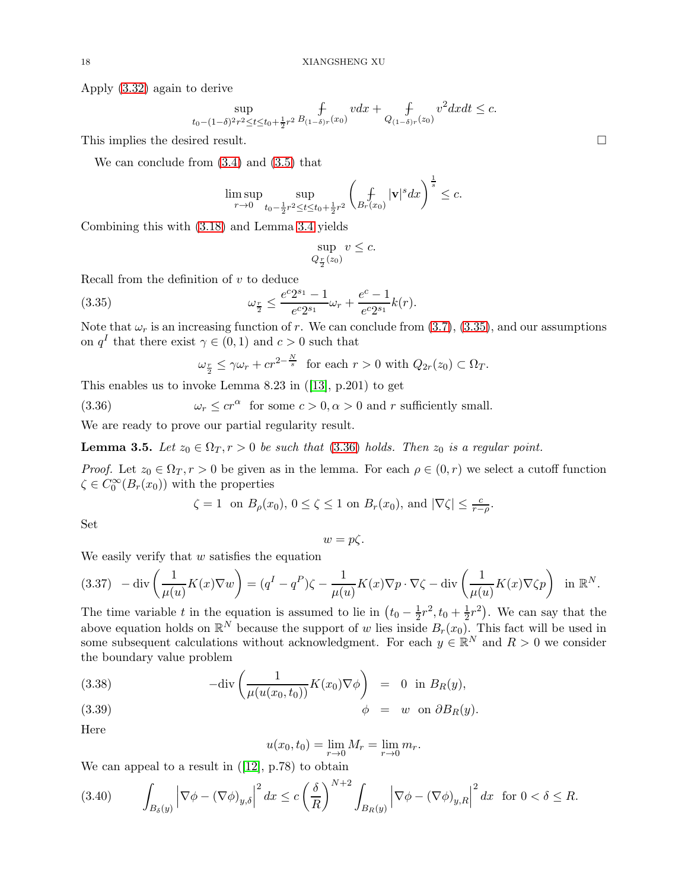Apply (3.32) again to derive

$$\sup_{t_0-(1-\delta)^2r^2\le t\le t_0+\frac{1}{2}r^2}\fint_{B_{(1-\delta)r}(x_0)} v\,dx+\fint_{Q_{(1-\delta)r}(z_0)} v^2\,dxdt\le c.$$

This implies the desired result. $\square$

We can conclude from (3.4) and (3.5) that

$$\limsup_{r\to 0}\sup_{t_0-\frac{1}{2}r^2\le t\le t_0+\frac{1}{2}r^2}\left(\fint_{B_r(x_0)}|\mathbf{v}|^s dx\right)^{\frac{1}{s}}\le c.$$

Combining this with (3.18) and Lemma 3.4 yields

$$\sup_{Q_{\frac{r}{2}}(z_0)} v\le c.$$

Recall from the definition of $v$ to deduce

$$\omega_{\frac{r}{2}}\le \frac{e^c2^{s_1}-1}{e^c2^{s_1}}\omega_r+\frac{e^c-1}{e^c2^{s_1}}k(r). \tag{3.35}$$

Note that $\omega_r$ is an increasing function of $r$. We can conclude from (3.7), (3.35), and our assumptions on $q^I$ that there exist $\gamma\in(0,1)$ and $c>0$ such that

$$\omega_{\frac{r}{2}}\le\gamma\omega_r+cr^{2-\frac{N}{s}}\ \text{ for each } r>0 \text{ with } Q_{2r}(z_0)\subset\Omega_T.$$

This enables us to invoke Lemma 8.23 in ([13], p.201) to get

$$\omega_r\le cr^{\alpha}\ \text{ for some } c>0,\alpha>0 \text{ and } r \text{ sufficiently small.} \tag{3.36}$$

We are ready to prove our partial regularity result.

**Lemma 3.5.** *Let $z_0\in\Omega_T, r>0$ be such that (3.36) holds. Then $z_0$ is a regular point.*

*Proof.* Let $z_0\in\Omega_T, r>0$ be given as in the lemma. For each $\rho\in(0,r)$ we select a cutoff function $\zeta\in C_0^\infty(B_r(x_0))$ with the properties

$$\zeta=1\ \text{ on } B_\rho(x_0),\ 0\le\zeta\le1 \text{ on } B_r(x_0), \text{ and } |\nabla\zeta|\le\tfrac{c}{r-\rho}.$$

Set

$$w=p\zeta.$$

We easily verify that $w$ satisfies the equation

$$-\operatorname{div}\left(\frac{1}{\mu(u)}K(x)\nabla w\right)=(q^I-q^P)\zeta-\frac{1}{\mu(u)}K(x)\nabla p\cdot\nabla\zeta-\operatorname{div}\left(\frac{1}{\mu(u)}K(x)\nabla\zeta p\right)\ \text{ in } \mathbb{R}^N. \tag{3.37}$$

The time variable $t$ in the equation is assumed to lie in $\left(t_0-\frac{1}{2}r^2,t_0+\frac{1}{2}r^2\right)$. We can say that the above equation holds on $\mathbb{R}^N$ because the support of $w$ lies inside $B_r(x_0)$. This fact will be used in some subsequent calculations without acknowledgment. For each $y\in\mathbb{R}^N$ and $R>0$ we consider the boundary value problem

$$-\operatorname{div}\left(\frac{1}{\mu(u(x_0,t_0))}K(x_0)\nabla\phi\right)=0\ \text{ in } B_R(y), \tag{3.38}$$

$$\phi=w\ \text{ on } \partial B_R(y). \tag{3.39}$$

Here

$$u(x_0,t_0)=\lim_{r\to0}M_r=\lim_{r\to0}m_r.$$

We can appeal to a result in ([12], p.78) to obtain

$$\int_{B_\delta(y)}\left|\nabla\phi-(\nabla\phi)_{y,\delta}\right|^2dx\le c\left(\frac{\delta}{R}\right)^{N+2}\int_{B_R(y)}\left|\nabla\phi-(\nabla\phi)_{y,R}\right|^2dx\ \text{ for } 0<\delta\le R. \tag{3.40}$$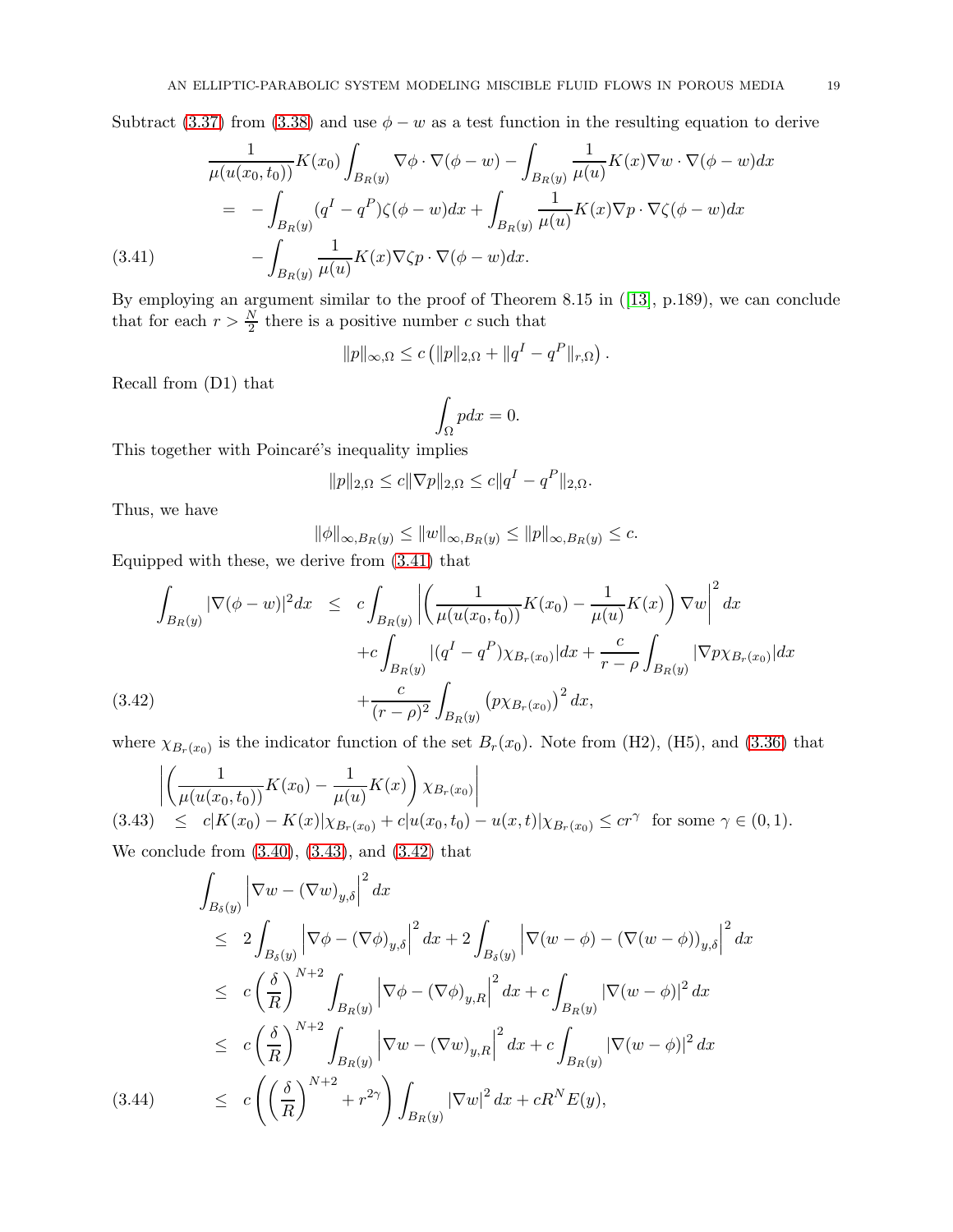Subtract (3.37) from (3.38) and use $\phi - w$ as a test function in the resulting equation to derive

$$
\begin{aligned}
&\frac{1}{\mu(u(x_0,t_0))}K(x_0)\int_{B_R(y)}\nabla\phi\cdot\nabla(\phi-w) - \int_{B_R(y)}\frac{1}{\mu(u)}K(x)\nabla w\cdot\nabla(\phi-w)dx \\
&\quad = -\int_{B_R(y)}(q^I-q^P)\zeta(\phi-w)dx + \int_{B_R(y)}\frac{1}{\mu(u)}K(x)\nabla p\cdot\nabla\zeta(\phi-w)dx \\
&\qquad -\int_{B_R(y)}\frac{1}{\mu(u)}K(x)\nabla\zeta p\cdot\nabla(\phi-w)dx. \qquad (3.41)
\end{aligned}
$$

By employing an argument similar to the proof of Theorem 8.15 in ([13], p.189), we can conclude that for each $r > \frac{N}{2}$ there is a positive number $c$ such that

$$
\|p\|_{\infty,\Omega} \leq c\left(\|p\|_{2,\Omega} + \|q^I - q^P\|_{r,\Omega}\right).
$$

Recall from (D1) that

$$
\int_\Omega p dx = 0.
$$

This together with Poincaré's inequality implies

$$
\|p\|_{2,\Omega} \leq c\|\nabla p\|_{2,\Omega} \leq c\|q^I - q^P\|_{2,\Omega}.
$$

Thus, we have

$$
\|\phi\|_{\infty,B_R(y)} \leq \|w\|_{\infty,B_R(y)} \leq \|p\|_{\infty,B_R(y)} \leq c.
$$

Equipped with these, we derive from (3.41) that

$$
\begin{aligned}
\int_{B_R(y)}|\nabla(\phi-w)|^2dx &\leq c\int_{B_R(y)}\left|\left(\frac{1}{\mu(u(x_0,t_0))}K(x_0) - \frac{1}{\mu(u)}K(x)\right)\nabla w\right|^2dx \\
&\quad + c\int_{B_R(y)}|(q^I-q^P)\chi_{B_r(x_0)}|dx + \frac{c}{r-\rho}\int_{B_R(y)}|\nabla p\chi_{B_r(x_0)}|dx \\
&\quad + \frac{c}{(r-\rho)^2}\int_{B_R(y)}\left(p\chi_{B_r(x_0)}\right)^2dx, \qquad (3.42)
\end{aligned}
$$

where $\chi_{B_r(x_0)}$ is the indicator function of the set $B_r(x_0)$. Note from (H2), (H5), and (3.36) that

$$
\begin{aligned}
&\left|\left(\frac{1}{\mu(u(x_0,t_0))}K(x_0) - \frac{1}{\mu(u)}K(x)\right)\chi_{B_r(x_0)}\right| \\
&\quad \leq c|K(x_0)-K(x)|\chi_{B_r(x_0)} + c|u(x_0,t_0)-u(x,t)|\chi_{B_r(x_0)} \leq cr^\gamma \quad \text{for some } \gamma\in(0,1). \qquad (3.43)
\end{aligned}
$$

We conclude from (3.40), (3.43), and (3.42) that

$$
\begin{aligned}
&\int_{B_\delta(y)}\left|\nabla w - (\nabla w)_{y,\delta}\right|^2dx \\
&\quad\leq 2\int_{B_\delta(y)}\left|\nabla\phi - (\nabla\phi)_{y,\delta}\right|^2dx + 2\int_{B_\delta(y)}\left|\nabla(w-\phi) - (\nabla(w-\phi))_{y,\delta}\right|^2dx \\
&\quad\leq c\left(\frac{\delta}{R}\right)^{N+2}\int_{B_R(y)}\left|\nabla\phi - (\nabla\phi)_{y,R}\right|^2dx + c\int_{B_R(y)}\left|\nabla(w-\phi)\right|^2dx \\
&\quad\leq c\left(\frac{\delta}{R}\right)^{N+2}\int_{B_R(y)}\left|\nabla w - (\nabla w)_{y,R}\right|^2dx + c\int_{B_R(y)}\left|\nabla(w-\phi)\right|^2dx \\
&\quad\leq c\left(\left(\frac{\delta}{R}\right)^{N+2} + r^{2\gamma}\right)\int_{B_R(y)}|\nabla w|^2dx + cR^NE(y), \qquad (3.44)
\end{aligned}
$$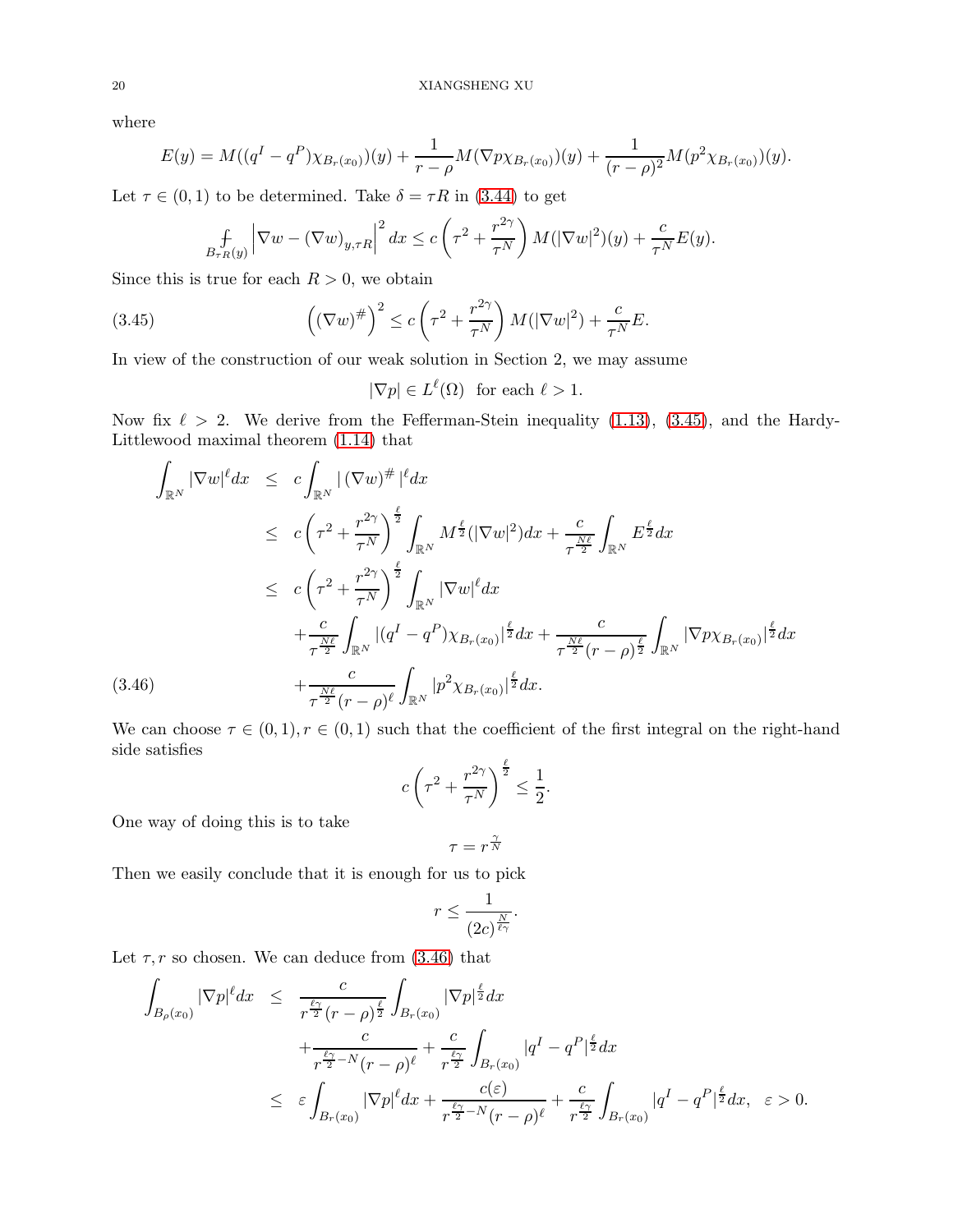where

$$E(y) = M((q^I - q^P)\chi_{B_r(x_0)})(y) + \frac{1}{r-\rho} M(\nabla p \chi_{B_r(x_0)})(y) + \frac{1}{(r-\rho)^2} M(p^2 \chi_{B_r(x_0)})(y).$$

Let $\tau \in (0,1)$ to be determined. Take $\delta = \tau R$ in (3.44) to get

$$⨍_{B_{\tau R}(y)} \left| \nabla w - (\nabla w)_{y,\tau R} \right|^2 dx \le c \left( \tau^2 + \frac{r^{2\gamma}}{\tau^N} \right) M(|\nabla w|^2)(y) + \frac{c}{\tau^N} E(y).$$

Since this is true for each $R > 0$, we obtain

$$\left( (\nabla w)^{\#} \right)^2 \le c \left( \tau^2 + \frac{r^{2\gamma}}{\tau^N} \right) M(|\nabla w|^2) + \frac{c}{\tau^N} E. \tag{3.45}$$

In view of the construction of our weak solution in Section 2, we may assume

$$|\nabla p| \in L^\ell(\Omega) \quad \text{for each } \ell > 1.$$

Now fix $\ell > 2$. We derive from the Fefferman-Stein inequality (1.13), (3.45), and the Hardy-Littlewood maximal theorem (1.14) that

$$\begin{aligned}
\int_{\mathbb{R}^N} |\nabla w|^\ell dx &\le c \int_{\mathbb{R}^N} |(\nabla w)^{\#}|^\ell dx \\
&\le c \left( \tau^2 + \frac{r^{2\gamma}}{\tau^N} \right)^{\frac{\ell}{2}} \int_{\mathbb{R}^N} M^{\frac{\ell}{2}}(|\nabla w|^2) dx + \frac{c}{\tau^{\frac{N\ell}{2}}} \int_{\mathbb{R}^N} E^{\frac{\ell}{2}} dx \\
&\le c \left( \tau^2 + \frac{r^{2\gamma}}{\tau^N} \right)^{\frac{\ell}{2}} \int_{\mathbb{R}^N} |\nabla w|^\ell dx \\
&\quad + \frac{c}{\tau^{\frac{N\ell}{2}}} \int_{\mathbb{R}^N} |(q^I - q^P)\chi_{B_r(x_0)}|^{\frac{\ell}{2}} dx + \frac{c}{\tau^{\frac{N\ell}{2}} (r-\rho)^{\frac{\ell}{2}}} \int_{\mathbb{R}^N} |\nabla p \chi_{B_r(x_0)}|^{\frac{\ell}{2}} dx \\
&\quad + \frac{c}{\tau^{\frac{N\ell}{2}} (r-\rho)^\ell} \int_{\mathbb{R}^N} |p^2 \chi_{B_r(x_0)}|^{\frac{\ell}{2}} dx.
\end{aligned} \tag{3.46}$$

We can choose $\tau \in (0,1), r \in (0,1)$ such that the coefficient of the first integral on the right-hand side satisfies

$$c \left( \tau^2 + \frac{r^{2\gamma}}{\tau^N} \right)^{\frac{\ell}{2}} \le \frac{1}{2}.$$

One way of doing this is to take

$$\tau = r^{\frac{\gamma}{N}}$$

Then we easily conclude that it is enough for us to pick

$$r \le \frac{1}{(2c)^{\frac{N}{\ell\gamma}}}.$$

Let $\tau, r$ so chosen. We can deduce from (3.46) that

$$\begin{aligned}
\int_{B_\rho(x_0)} |\nabla p|^\ell dx &\le \frac{c}{r^{\frac{\ell\gamma}{2}} (r-\rho)^{\frac{\ell}{2}}} \int_{B_r(x_0)} |\nabla p|^{\frac{\ell}{2}} dx \\
&\quad + \frac{c}{r^{\frac{\ell\gamma}{2} - N} (r-\rho)^\ell} + \frac{c}{r^{\frac{\ell\gamma}{2}}} \int_{B_r(x_0)} |q^I - q^P|^{\frac{\ell}{2}} dx \\
&\le \varepsilon \int_{B_r(x_0)} |\nabla p|^\ell dx + \frac{c(\varepsilon)}{r^{\frac{\ell\gamma}{2} - N} (r-\rho)^\ell} + \frac{c}{r^{\frac{\ell\gamma}{2}}} \int_{B_r(x_0)} |q^I - q^P|^{\frac{\ell}{2}} dx, \quad \varepsilon > 0.
\end{aligned}$$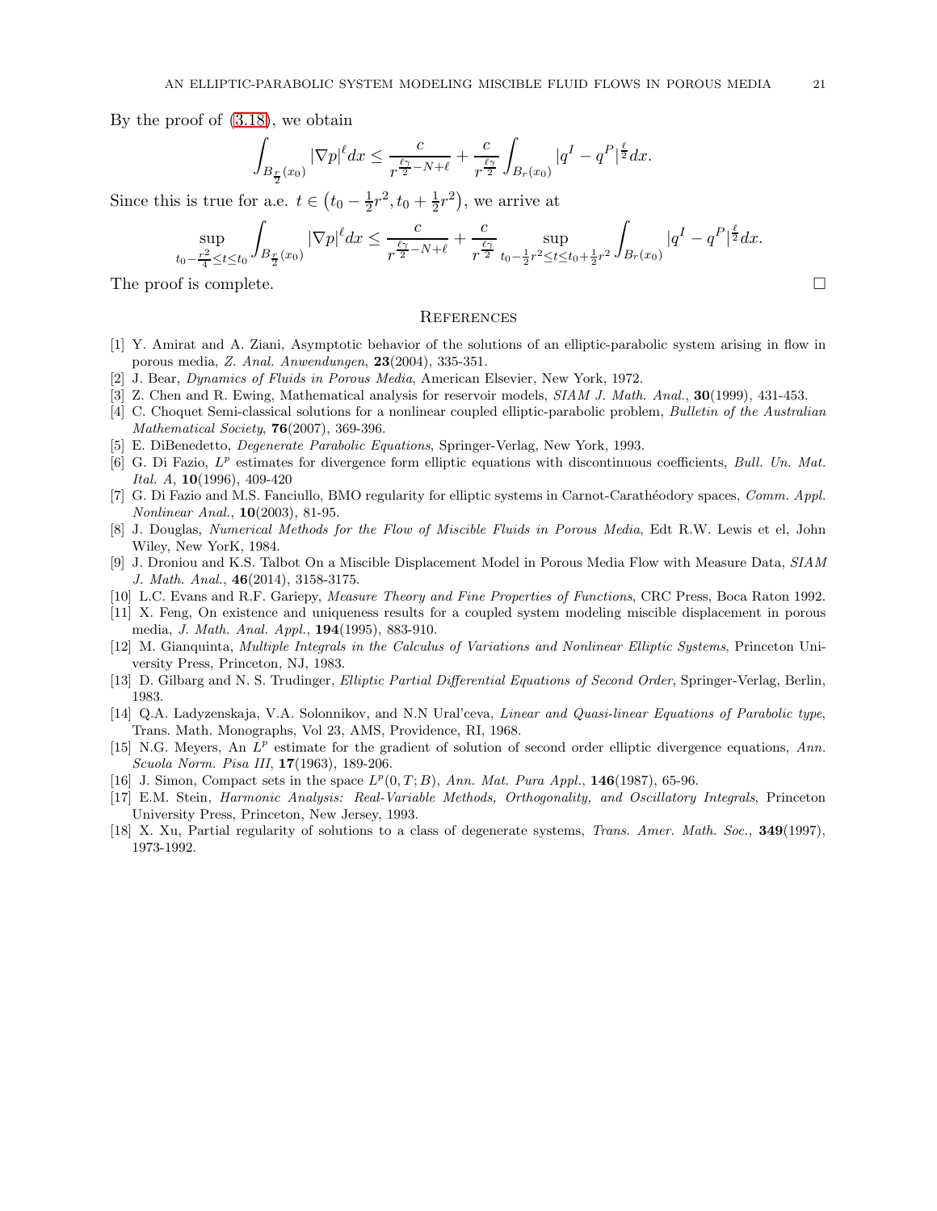By the proof of (3.18), we obtain

$$\int_{B_{\frac{r}{2}}(x_0)} |\nabla p|^\ell dx \leq \frac{c}{r^{\frac{\ell\gamma}{2}-N+\ell}} + \frac{c}{r^{\frac{\ell\gamma}{2}}} \int_{B_r(x_0)} |q^I - q^P|^{\frac{\ell}{2}} dx.$$

Since this is true for a.e. $t \in \left(t_0 - \frac{1}{2}r^2, t_0 + \frac{1}{2}r^2\right)$, we arrive at

$$\sup_{t_0 - \frac{r^2}{4} \leq t \leq t_0} \int_{B_{\frac{r}{2}}(x_0)} |\nabla p|^\ell dx \leq \frac{c}{r^{\frac{\ell\gamma}{2}-N+\ell}} + \frac{c}{r^{\frac{\ell\gamma}{2}}} \sup_{t_0 - \frac{1}{2}r^2 \leq t \leq t_0 + \frac{1}{2}r^2} \int_{B_r(x_0)} |q^I - q^P|^{\frac{\ell}{2}} dx.$$

The proof is complete. □

## References

[1] Y. Amirat and A. Ziani, Asymptotic behavior of the solutions of an elliptic-parabolic system arising in flow in porous media, *Z. Anal. Anwendungen*, **23**(2004), 335-351.

[2] J. Bear, *Dynamics of Fluids in Porous Media*, American Elsevier, New York, 1972.

[3] Z. Chen and R. Ewing, Mathematical analysis for reservoir models, *SIAM J. Math. Anal.*, **30**(1999), 431-453.

[4] C. Choquet Semi-classical solutions for a nonlinear coupled elliptic-parabolic problem, *Bulletin of the Australian Mathematical Society*, **76**(2007), 369-396.

[5] E. DiBenedetto, *Degenerate Parabolic Equations*, Springer-Verlag, New York, 1993.

[6] G. Di Fazio, $L^p$ estimates for divergence form elliptic equations with discontinuous coefficients, *Bull. Un. Mat. Ital. A*, **10**(1996), 409-420

[7] G. Di Fazio and M.S. Fanciullo, BMO regularity for elliptic systems in Carnot-Carathéodory spaces, *Comm. Appl. Nonlinear Anal.*, **10**(2003), 81-95.

[8] J. Douglas, *Numerical Methods for the Flow of Miscible Fluids in Porous Media*, Edt R.W. Lewis et el, John Wiley, New YorK, 1984.

[9] J. Droniou and K.S. Talbot On a Miscible Displacement Model in Porous Media Flow with Measure Data, *SIAM J. Math. Anal.*, **46**(2014), 3158-3175.

[10] L.C. Evans and R.F. Gariepy, *Measure Theory and Fine Properties of Functions*, CRC Press, Boca Raton 1992.

[11] X. Feng, On existence and uniqueness results for a coupled system modeling miscible displacement in porous media, *J. Math. Anal. Appl.*, **194**(1995), 883-910.

[12] M. Gianquinta, *Multiple Integrals in the Calculus of Variations and Nonlinear Elliptic Systems*, Princeton University Press, Princeton, NJ, 1983.

[13] D. Gilbarg and N. S. Trudinger, *Elliptic Partial Differential Equations of Second Order*, Springer-Verlag, Berlin, 1983.

[14] Q.A. Ladyzenskaja, V.A. Solonnikov, and N.N Ural'ceva, *Linear and Quasi-linear Equations of Parabolic type*, Trans. Math. Monographs, Vol 23, AMS, Providence, RI, 1968.

[15] N.G. Meyers, An $L^p$ estimate for the gradient of solution of second order elliptic divergence equations, *Ann. Scuola Norm. Pisa III*, **17**(1963), 189-206.

[16] J. Simon, Compact sets in the space $L^p(0,T;B)$, *Ann. Mat. Pura Appl.*, **146**(1987), 65-96.

[17] E.M. Stein, *Harmonic Analysis: Real-Variable Methods, Orthogonality, and Oscillatory Integrals*, Princeton University Press, Princeton, New Jersey, 1993.

[18] X. Xu, Partial regularity of solutions to a class of degenerate systems, *Trans. Amer. Math. Soc.*, **349**(1997), 1973-1992.